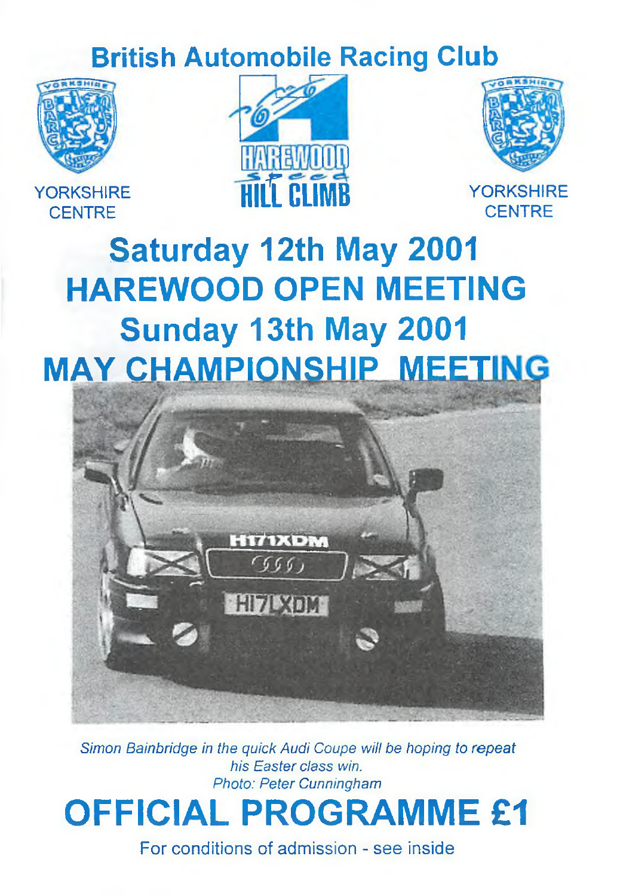# British Automobile Racing Club

YORKSHIRE CENTRE

HAREWOOD Speed HILL CLIMB

YORKSHIRE CENTRE

## Saturday 12th May 2001
## HAREWOOD OPEN MEETING
## Sunday 13th May 2001
## MAY CHAMPIONSHIP MEETING

*Simon Bainbridge in the quick Audi Coupe will be hoping to repeat his Easter class win.*
*Photo: Peter Cunningham*

# OFFICIAL PROGRAMME £1

For conditions of admission - see inside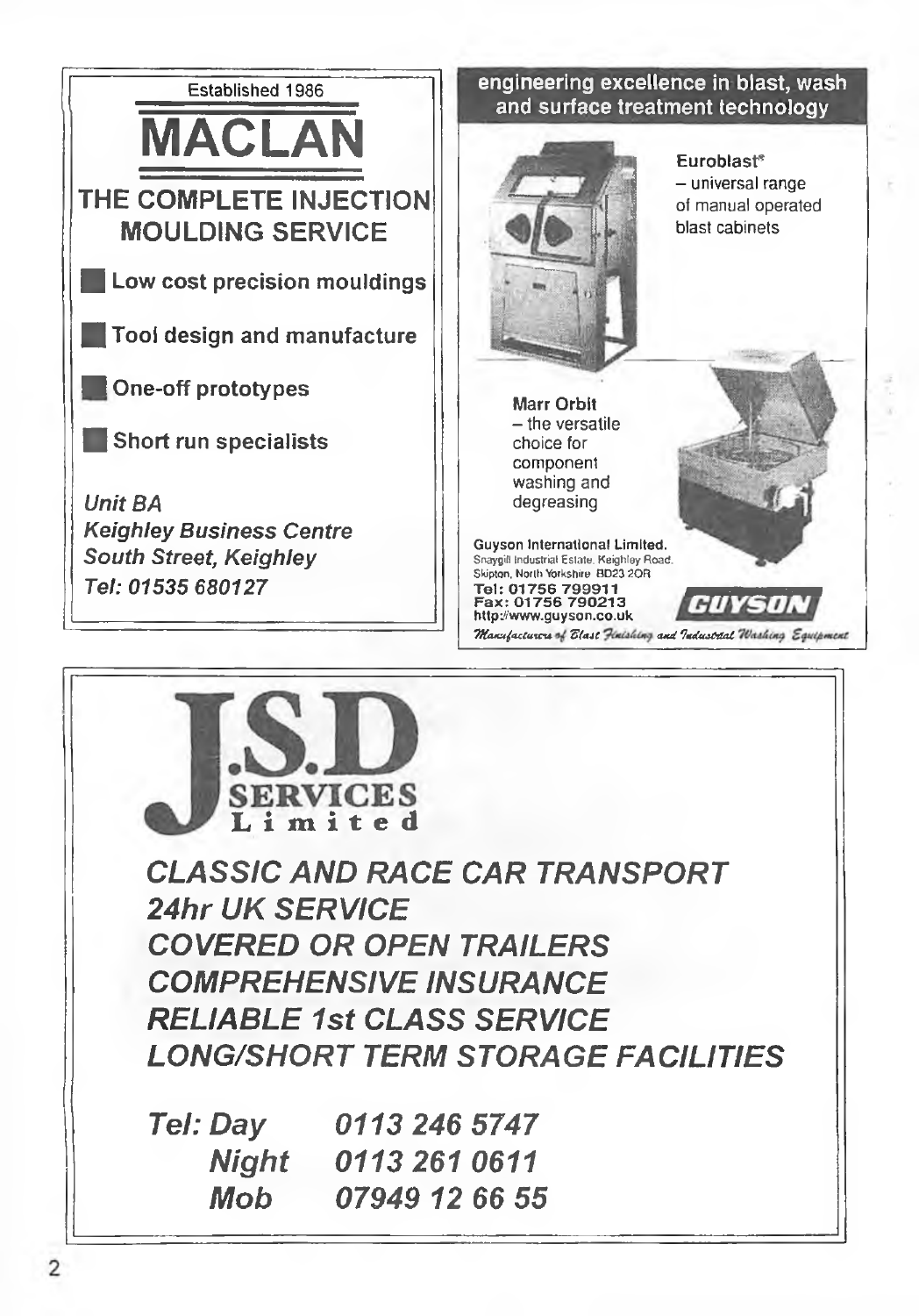Established 1986

# MACLAN

## THE COMPLETE INJECTION MOULDING SERVICE

- Low cost precision mouldings
- Tool design and manufacture
- One-off prototypes
- Short run specialists

*Unit BA*
*Keighley Business Centre*
*South Street, Keighley*
*Tel: 01535 680127*

---

**engineering excellence in blast, wash and surface treatment technology**

**Euroblast®**
– universal range of manual operated blast cabinets

**Marr Orbit**
– the versatile choice for component washing and degreasing

**Guyson International Limited.**
Snaygill Industrial Estate, Keighley Road, Skipton, North Yorkshire BD23 2QR
Tel: 01756 799911
Fax: 01756 790213
http://www.guyson.co.uk

**GUYSON**

*Manufacturers of Blast Finishing and Industrial Washing Equipment*

---

# J.S.D SERVICES Limited

*CLASSIC AND RACE CAR TRANSPORT*
*24hr UK SERVICE*
*COVERED OR OPEN TRAILERS*
*COMPREHENSIVE INSURANCE*
*RELIABLE 1st CLASS SERVICE*
*LONG/SHORT TERM STORAGE FACILITIES*

| | | |
|---|---|---|
| *Tel:* | *Day* | *0113 246 5747* |
| | *Night* | *0113 261 0611* |
| | *Mob* | *07949 12 66 55* |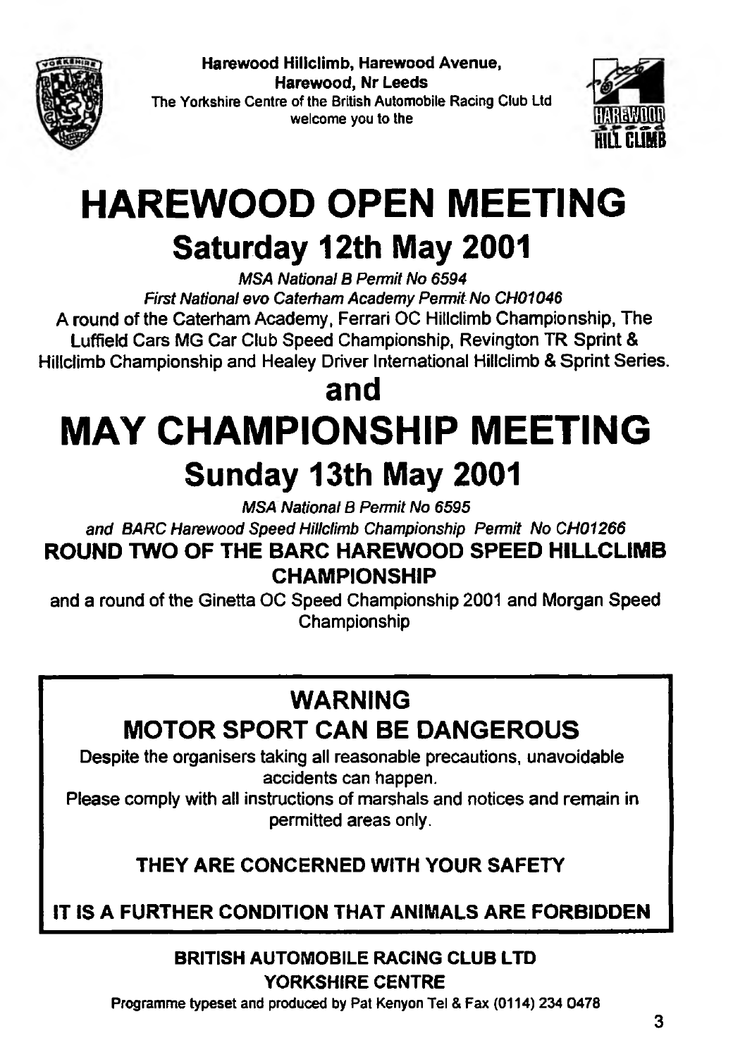**Harewood Hillclimb, Harewood Avenue,**
**Harewood, Nr Leeds**
The Yorkshire Centre of the British Automobile Racing Club Ltd
welcome you to the

# HAREWOOD OPEN MEETING

## Saturday 12th May 2001

*MSA National B Permit No 6594*

*First National evo Caterham Academy Permit No CH01046*

A round of the Caterham Academy, Ferrari OC Hillclimb Championship, The Luffield Cars MG Car Club Speed Championship, Revington TR Sprint & Hillclimb Championship and Healey Driver International Hillclimb & Sprint Series.

## and

# MAY CHAMPIONSHIP MEETING

## Sunday 13th May 2001

*MSA National B Permit No 6595*

*and BARC Harewood Speed Hillclimb Championship Permit No CH01266*

**ROUND TWO OF THE BARC HAREWOOD SPEED HILLCLIMB CHAMPIONSHIP**

and a round of the Ginetta OC Speed Championship 2001 and Morgan Speed Championship

## WARNING

## MOTOR SPORT CAN BE DANGEROUS

Despite the organisers taking all reasonable precautions, unavoidable accidents can happen.

Please comply with all instructions of marshals and notices and remain in permitted areas only.

**THEY ARE CONCERNED WITH YOUR SAFETY**

**IT IS A FURTHER CONDITION THAT ANIMALS ARE FORBIDDEN**

**BRITISH AUTOMOBILE RACING CLUB LTD**
**YORKSHIRE CENTRE**

Programme typeset and produced by Pat Kenyon Tel & Fax (0114) 234 0478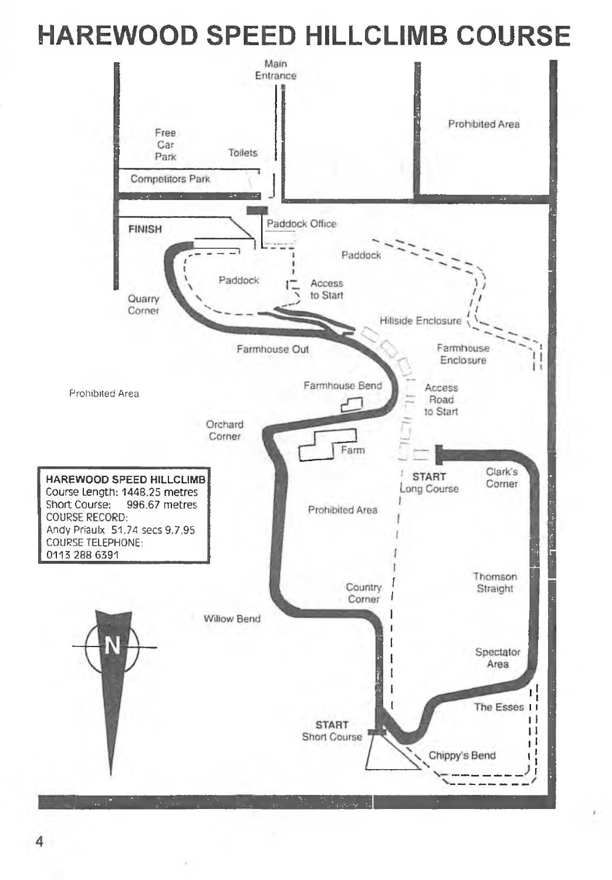# HAREWOOD SPEED HILLCLIMB COURSE

Main Entrance

Free Car Park

Toilets

Competitors Park

Prohibited Area

FINISH

Paddock Office

Paddock

Paddock

Access to Start

Quarry Corner

Hillside Enclosure

Farmhouse Out

Farmhouse Enclosure

Farmhouse Bend

Access Road to Start

Prohibited Area

Orchard Corner

Farm

**HAREWOOD SPEED HILLCLIMB**
Course Length: 1448.25 metres
Short Course: 996.67 metres
COURSE RECORD:
Andy Priaulx 51.74 secs 9.7.95
COURSE TELEPHONE:
0113 288 6391

START
Long Course

Clark's Corner

Prohibited Area

Thomson Straight

Country Corner

Willow Bend

N

Spectator Area

The Esses

START
Short Course

Chippy's Bend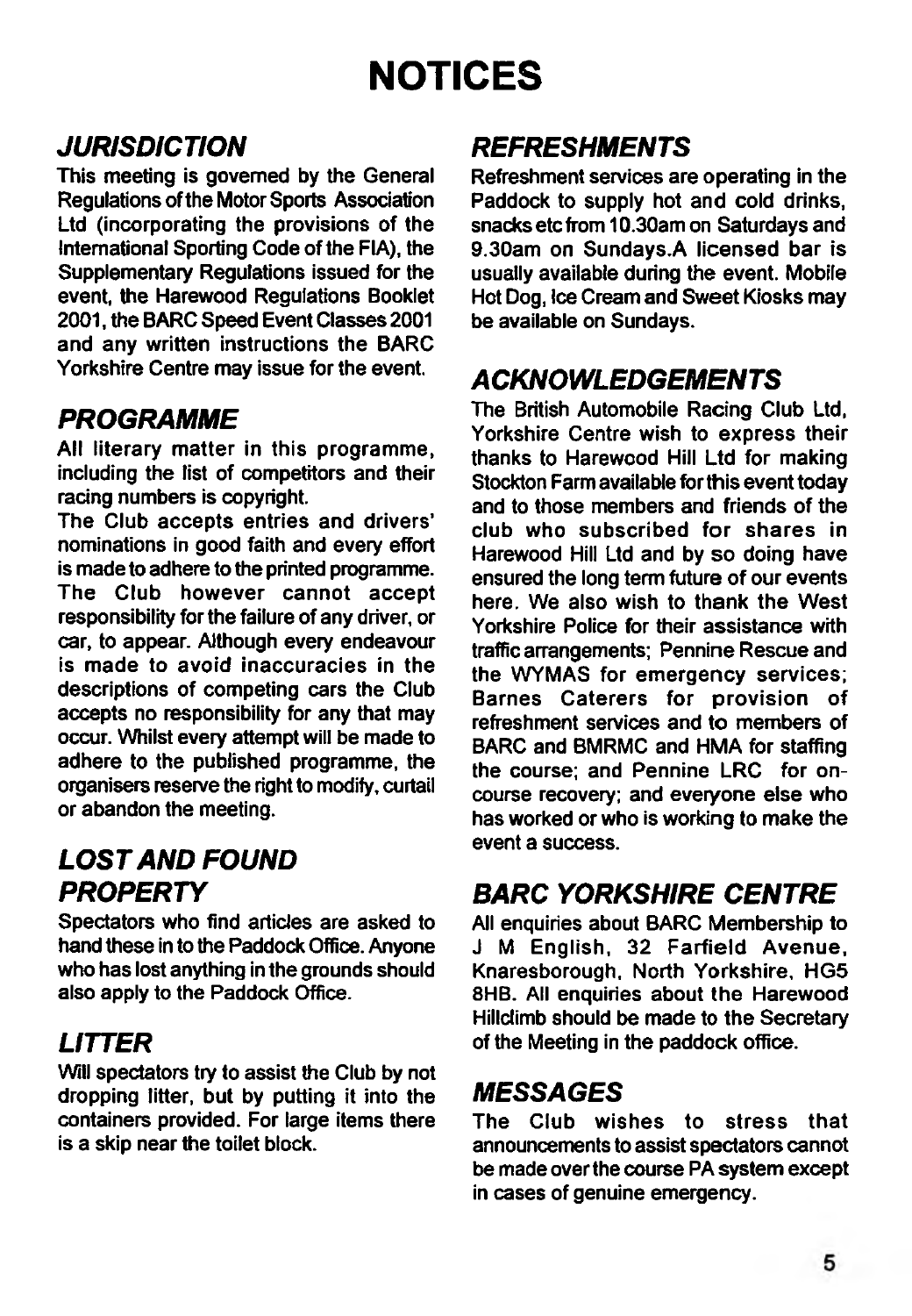# NOTICES

## *JURISDICTION*

This meeting is governed by the General Regulations of the Motor Sports Association Ltd (incorporating the provisions of the International Sporting Code of the FIA), the Supplementary Regulations issued for the event, the Harewood Regulations Booklet 2001, the BARC Speed Event Classes 2001 and any written instructions the BARC Yorkshire Centre may issue for the event.

## *PROGRAMME*

All literary matter in this programme, including the list of competitors and their racing numbers is copyright.

The Club accepts entries and drivers' nominations in good faith and every effort is made to adhere to the printed programme. The Club however cannot accept responsibility for the failure of any driver, or car, to appear. Although every endeavour is made to avoid inaccuracies in the descriptions of competing cars the Club accepts no responsibility for any that may occur. Whilst every attempt will be made to adhere to the published programme, the organisers reserve the right to modify, curtail or abandon the meeting.

## *LOST AND FOUND PROPERTY*

Spectators who find articles are asked to hand these in to the Paddock Office. Anyone who has lost anything in the grounds should also apply to the Paddock Office.

## *LITTER*

Will spectators try to assist the Club by not dropping litter, but by putting it into the containers provided. For large items there is a skip near the toilet block.

## *REFRESHMENTS*

Refreshment services are operating in the Paddock to supply hot and cold drinks, snacks etc from 10.30am on Saturdays and 9.30am on Sundays.A licensed bar is usually available during the event. Mobile Hot Dog, Ice Cream and Sweet Kiosks may be available on Sundays.

## *ACKNOWLEDGEMENTS*

The British Automobile Racing Club Ltd, Yorkshire Centre wish to express their thanks to Harewood Hill Ltd for making Stockton Farm available for this event today and to those members and friends of the club who subscribed for shares in Harewood Hill Ltd and by so doing have ensured the long term future of our events here. We also wish to thank the West Yorkshire Police for their assistance with traffic arrangements; Pennine Rescue and the WYMAS for emergency services; Barnes Caterers for provision of refreshment services and to members of BARC and BMRMC and HMA for staffing the course; and Pennine LRC for on-course recovery; and everyone else who has worked or who is working to make the event a success.

## *BARC YORKSHIRE CENTRE*

All enquiries about BARC Membership to J M English, 32 Farfield Avenue, Knaresborough, North Yorkshire, HG5 8HB. All enquiries about the Harewood Hillclimb should be made to the Secretary of the Meeting in the paddock office.

## *MESSAGES*

The Club wishes to stress that announcements to assist spectators cannot be made over the course PA system except in cases of genuine emergency.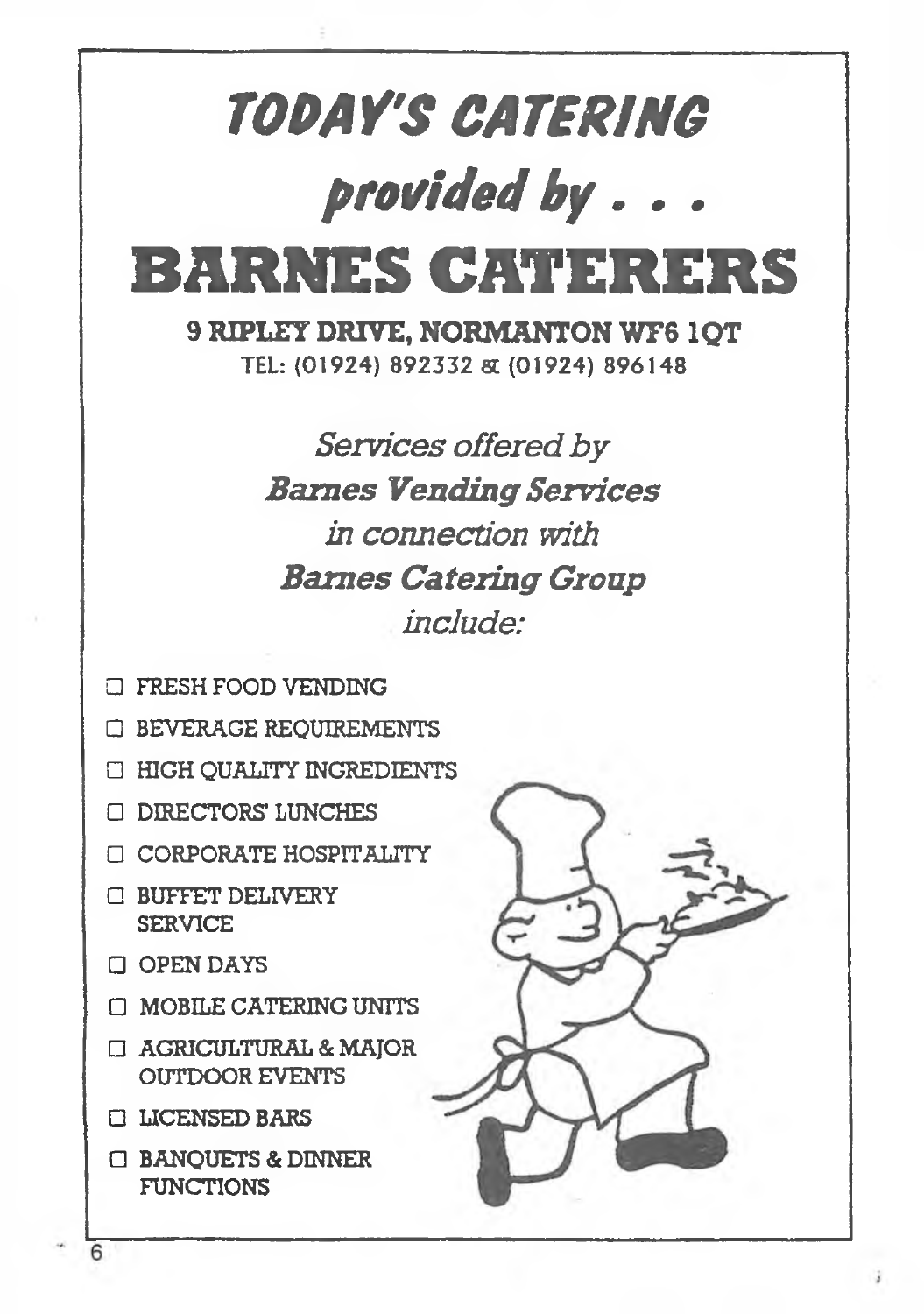# *TODAY'S CATERING*

## *provided by . . .*

# BARNES CATERERS

**9 RIPLEY DRIVE, NORMANTON WF6 1QT**

TEL: (01924) 892332 & (01924) 896148

*Services offered by*
***Barnes Vending Services***
*in connection with*
***Barnes Catering Group***
*include:*

- FRESH FOOD VENDING
- BEVERAGE REQUIREMENTS
- HIGH QUALITY INGREDIENTS
- DIRECTORS' LUNCHES
- CORPORATE HOSPITALITY
- BUFFET DELIVERY SERVICE
- OPEN DAYS
- MOBILE CATERING UNITS
- AGRICULTURAL & MAJOR OUTDOOR EVENTS
- LICENSED BARS
- BANQUETS & DINNER FUNCTIONS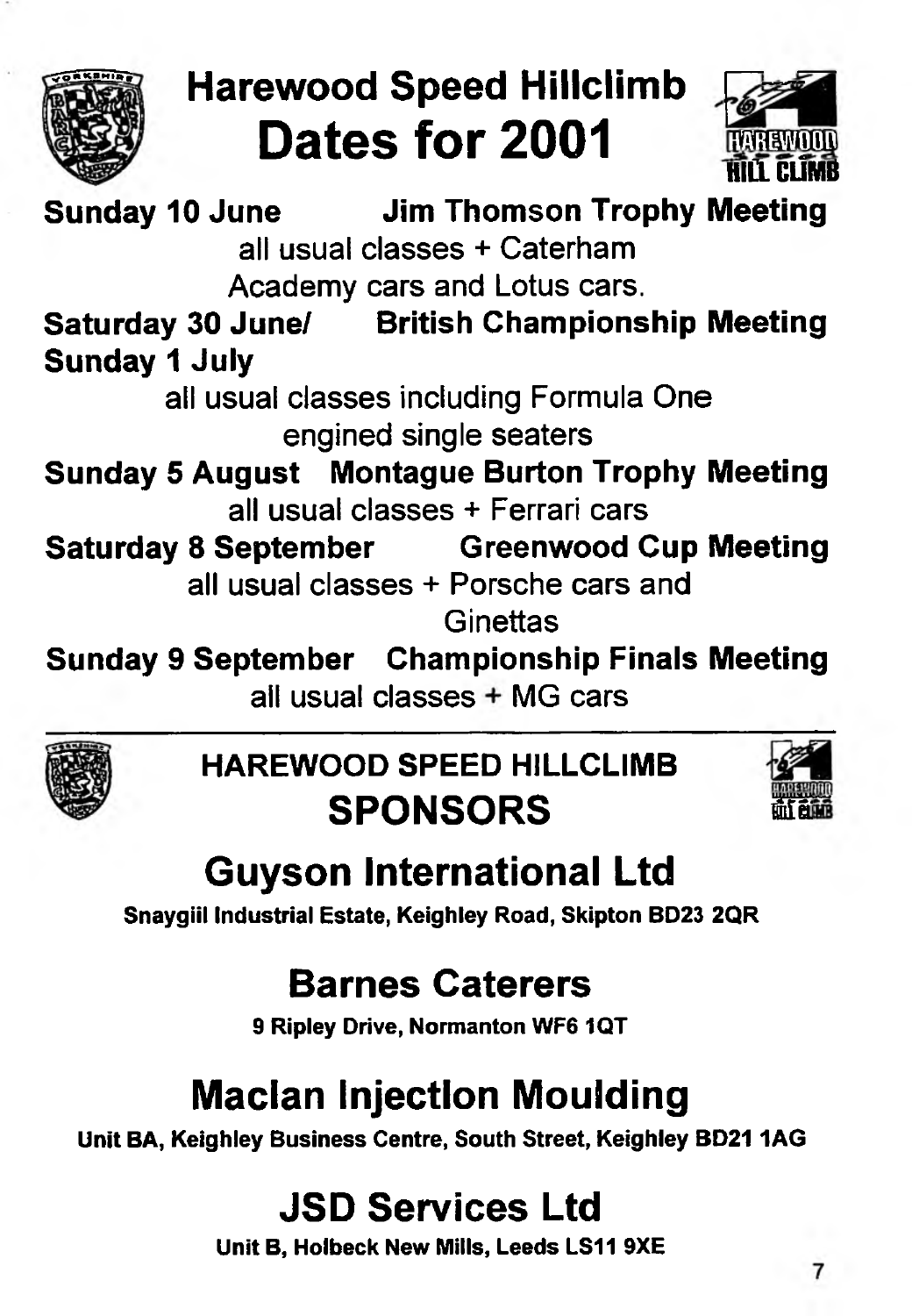# Harewood Speed Hillclimb Dates for 2001

**Sunday 10 June** — **Jim Thomson Trophy Meeting**

all usual classes + Caterham Academy cars and Lotus cars.

**Saturday 30 June/ Sunday 1 July** — **British Championship Meeting**

all usual classes including Formula One engined single seaters

**Sunday 5 August** — **Montague Burton Trophy Meeting**

all usual classes + Ferrari cars

**Saturday 8 September** — **Greenwood Cup Meeting**

all usual classes + Porsche cars and Ginettas

**Sunday 9 September** — **Championship Finals Meeting**

all usual classes + MG cars

---

## HAREWOOD SPEED HILLCLIMB SPONSORS

### Guyson International Ltd

**Snaygill Industrial Estate, Keighley Road, Skipton BD23 2QR**

### Barnes Caterers

**9 Ripley Drive, Normanton WF6 1QT**

### Maclan Injection Moulding

**Unit 8A, Keighley Business Centre, South Street, Keighley BD21 1AG**

### JSD Services Ltd

**Unit B, Holbeck New Mills, Leeds LS11 9XE**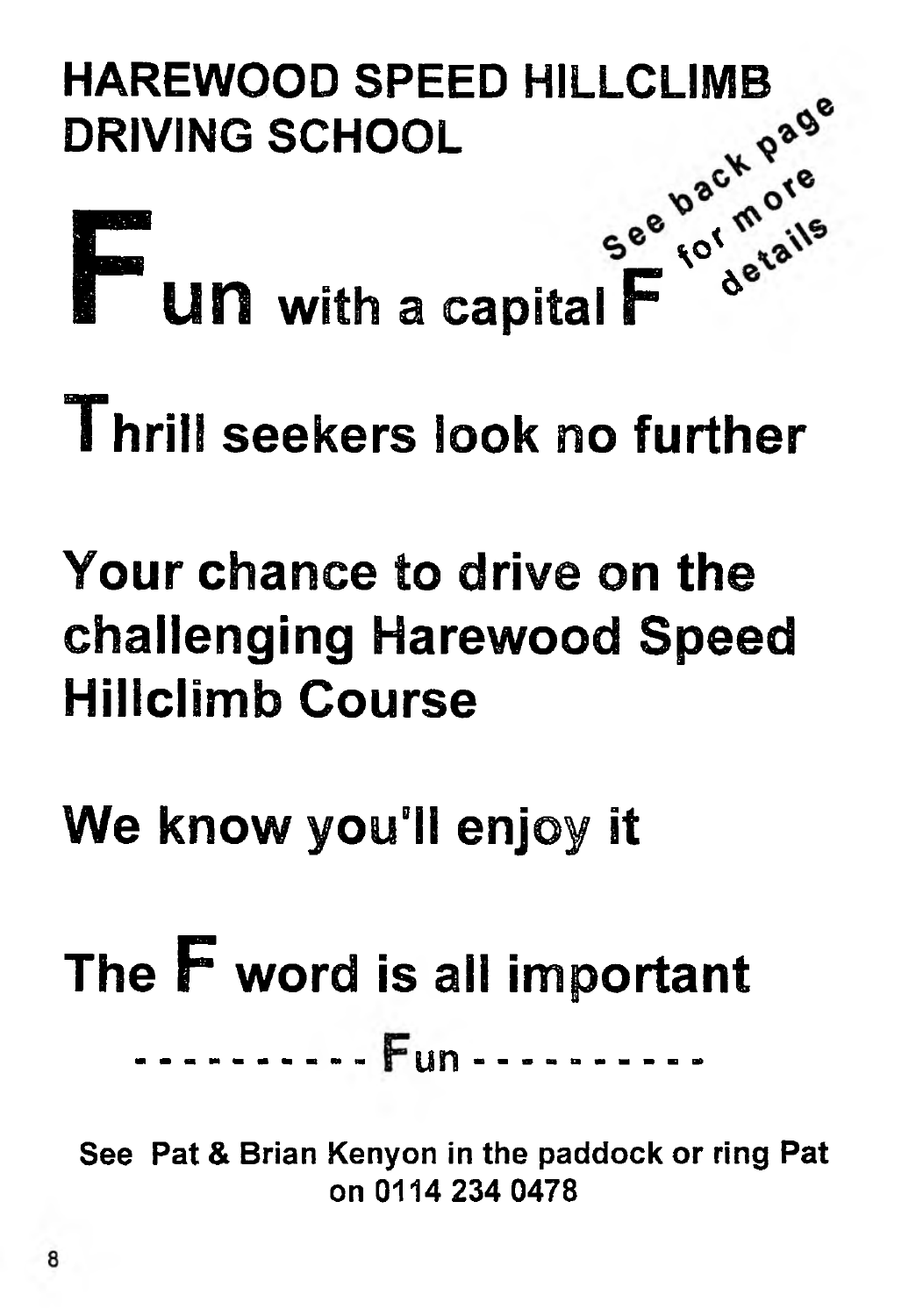# HAREWOOD SPEED HILLCLIMB DRIVING SCHOOL

See back page for more details

## Fun with a capital F

## Thrill seekers look no further

## Your chance to drive on the challenging Harewood Speed Hillclimb Course

## We know you'll enjoy it

## The F word is all important

---------- Fun ----------

**See Pat & Brian Kenyon in the paddock or ring Pat on 0114 234 0478**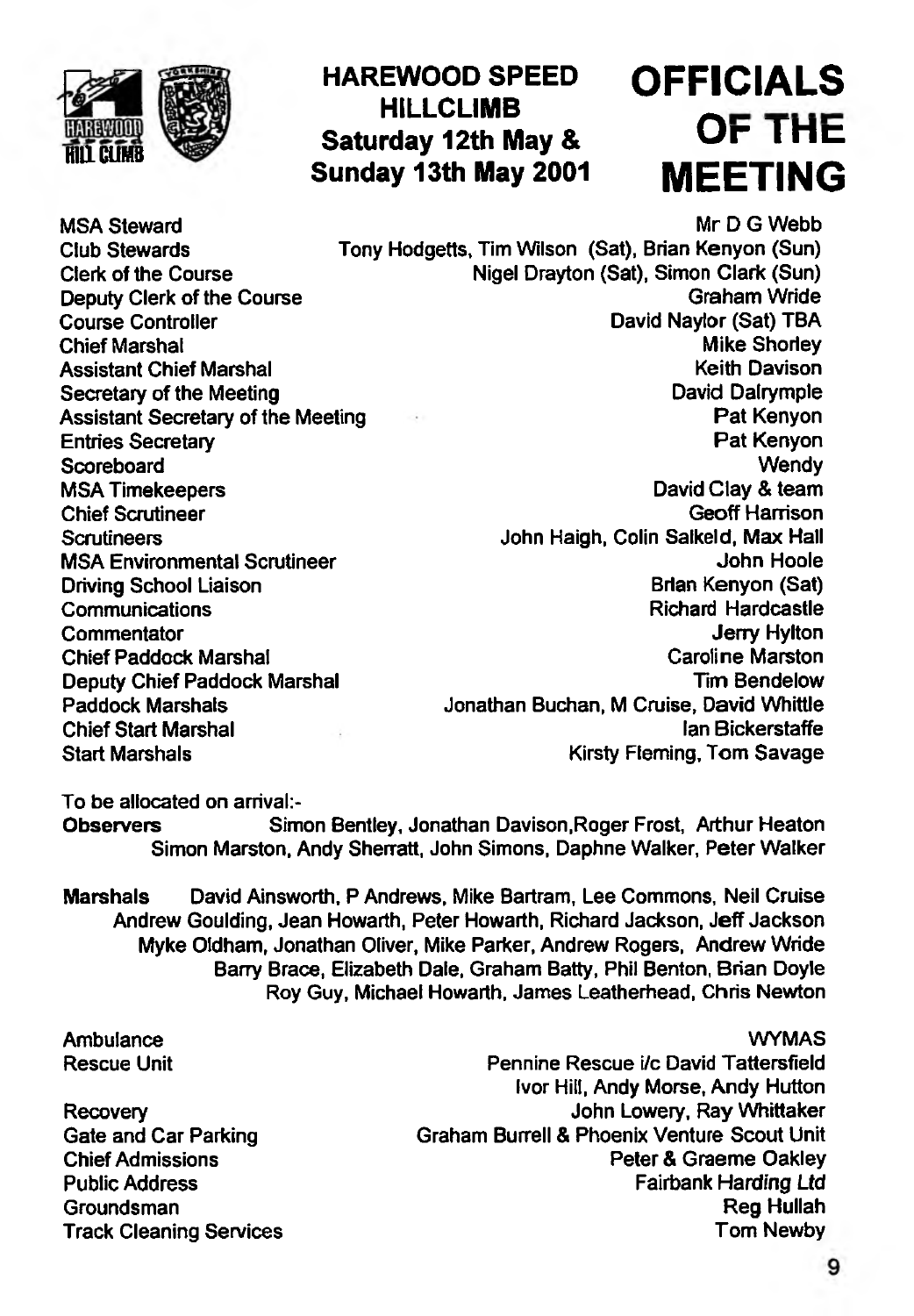# HAREWOOD SPEED HILLCLIMB

**Saturday 12th May & Sunday 13th May 2001**

# OFFICIALS OF THE MEETING

| | |
|---|---|
| MSA Steward | Mr D G Webb |
| Club Stewards | Tony Hodgetts, Tim Wilson (Sat), Brian Kenyon (Sun) |
| Clerk of the Course | Nigel Drayton (Sat), Simon Clark (Sun) |
| Deputy Clerk of the Course | Graham Wride |
| Course Controller | David Naylor (Sat) TBA |
| Chief Marshal | Mike Shorley |
| Assistant Chief Marshal | Keith Davison |
| Secretary of the Meeting | David Dalrymple |
| Assistant Secretary of the Meeting | Pat Kenyon |
| Entries Secretary | Pat Kenyon |
| Scoreboard | Wendy |
| MSA Timekeepers | David Clay & team |
| Chief Scrutineer | Geoff Harrison |
| Scrutineers | John Haigh, Colin Salkeld, Max Hall |
| MSA Environmental Scrutineer | John Hoole |
| Driving School Liaison | Brian Kenyon (Sat) |
| Communications | Richard Hardcastle |
| Commentator | Jerry Hylton |
| Chief Paddock Marshal | Caroline Marston |
| Deputy Chief Paddock Marshal | Tim Bendelow |
| Paddock Marshals | Jonathan Buchan, M Cruise, David Whittle |
| Chief Start Marshal | Ian Bickerstaffe |
| Start Marshals | Kirsty Fleming, Tom Savage |

To be allocated on arrival:-

**Observers** Simon Bentley, Jonathan Davison, Roger Frost, Arthur Heaton, Simon Marston, Andy Sherratt, John Simons, Daphne Walker, Peter Walker

**Marshals** David Ainsworth, P Andrews, Mike Bartram, Lee Commons, Neil Cruise, Andrew Goulding, Jean Howarth, Peter Howarth, Richard Jackson, Jeff Jackson, Myke Oldham, Jonathan Oliver, Mike Parker, Andrew Rogers, Andrew Wride, Barry Brace, Elizabeth Dale, Graham Batty, Phil Benton, Brian Doyle, Roy Guy, Michael Howarth, James Leatherhead, Chris Newton

| | |
|---|---|
| Ambulance | WYMAS |
| Rescue Unit | Pennine Rescue i/c David Tattersfield<br>Ivor Hill, Andy Morse, Andy Hutton |
| Recovery | John Lowery, Ray Whittaker |
| Gate and Car Parking | Graham Burrell & Phoenix Venture Scout Unit |
| Chief Admissions | Peter & Graeme Oakley |
| Public Address | Fairbank *Harding Ltd* |
| Groundsman | Reg Hullah |
| Track Cleaning Services | Tom Newby |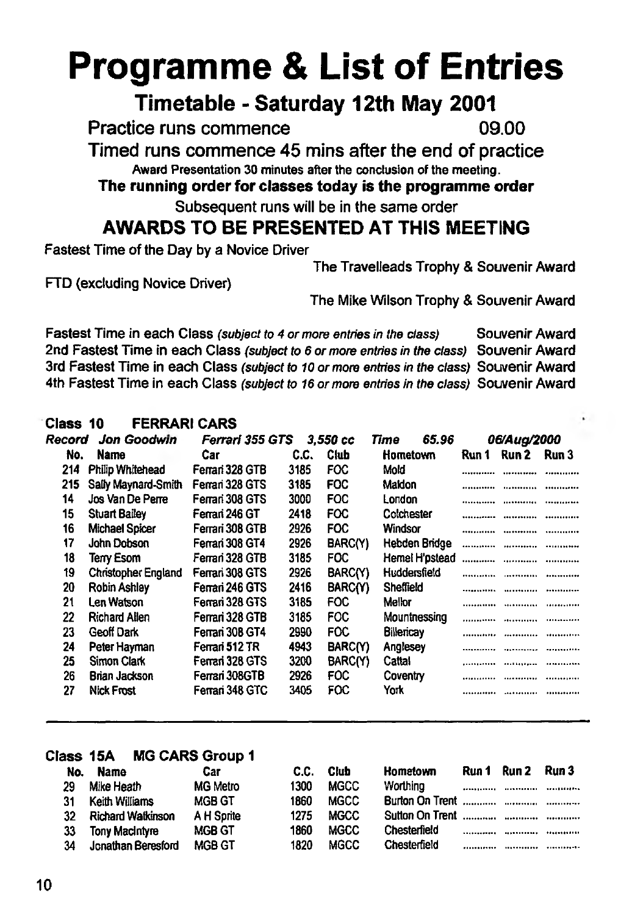# Programme & List of Entries

## Timetable - Saturday 12th May 2001

Practice runs commence 09.00

Timed runs commence 45 mins after the end of practice

Award Presentation 30 minutes after the conclusion of the meeting.

**The running order for classes today is the programme order**

Subsequent runs will be in the same order

## AWARDS TO BE PRESENTED AT THIS MEETING

Fastest Time of the Day by a Novice Driver — The Travelleads Trophy & Souvenir Award

FTD (excluding Novice Driver) — The Mike Wilson Trophy & Souvenir Award

Fastest Time in each Class *(subject to 4 or more entries in the class)* — Souvenir Award

2nd Fastest Time in each Class *(subject to 6 or more entries in the class)* — Souvenir Award

3rd Fastest Time in each Class *(subject to 10 or more entries in the class)* — Souvenir Award

4th Fastest Time in each Class *(subject to 16 or more entries in the class)* — Souvenir Award

### Class 10 FERRARI CARS

*Record Jon Goodwin Ferrari 355 GTS 3,550 cc Time 65.96 06/Aug/2000*

| No. | Name | Car | C.C. | Club | Hometown | Run 1 | Run 2 | Run 3 |
|---|---|---|---|---|---|---|---|---|
| 214 | Philip Whitehead | Ferrari 328 GTB | 3185 | FOC | Mold | | | |
| 215 | Sally Maynard-Smith | Ferrari 328 GTS | 3185 | FOC | Maldon | | | |
| 14 | Jos Van De Perre | Ferrari 308 GTS | 3000 | FOC | London | | | |
| 15 | Stuart Bailey | Ferrari 246 GT | 2418 | FOC | Colchester | | | |
| 16 | Michael Spicer | Ferrari 308 GTB | 2926 | FOC | Windsor | | | |
| 17 | John Dobson | Ferrari 308 GT4 | 2926 | BARC(Y) | Hebden Bridge | | | |
| 18 | Terry Esom | Ferrari 328 GTB | 3185 | FOC | Hemel H'pstead | | | |
| 19 | Christopher England | Ferrari 308 GTS | 2926 | BARC(Y) | Huddersfield | | | |
| 20 | Robin Ashley | Ferrari 246 GTS | 2416 | BARC(Y) | Sheffield | | | |
| 21 | Len Watson | Ferrari 328 GTS | 3185 | FOC | Mellor | | | |
| 22 | Richard Allen | Ferrari 328 GTB | 3185 | FOC | Mountnessing | | | |
| 23 | Geoff Dark | Ferrari 308 GT4 | 2990 | FOC | Billericay | | | |
| 24 | Peter Hayman | Ferrari 512 TR | 4943 | BARC(Y) | Anglesey | | | |
| 25 | Simon Clark | Ferrari 328 GTS | 3200 | BARC(Y) | Cattal | | | |
| 26 | Brian Jackson | Ferrari 308GTB | 2926 | FOC | Coventry | | | |
| 27 | Nick Frost | Ferrari 348 GTC | 3405 | FOC | York | | | |

### Class 15A MG CARS Group 1

| No. | Name | Car | C.C. | Club | Hometown | Run 1 | Run 2 | Run 3 |
|---|---|---|---|---|---|---|---|---|
| 29 | Mike Heath | MG Metro | 1300 | MGCC | Worthing | | | |
| 31 | Keith Williams | MGB GT | 1860 | MGCC | Burton On Trent | | | |
| 32 | Richard Watkinson | A H Sprite | 1275 | MGCC | Sutton On Trent | | | |
| 33 | Tony MacIntyre | MGB GT | 1860 | MGCC | Chesterfield | | | |
| 34 | Jonathan Beresford | MGB GT | 1820 | MGCC | Chesterfield | | | |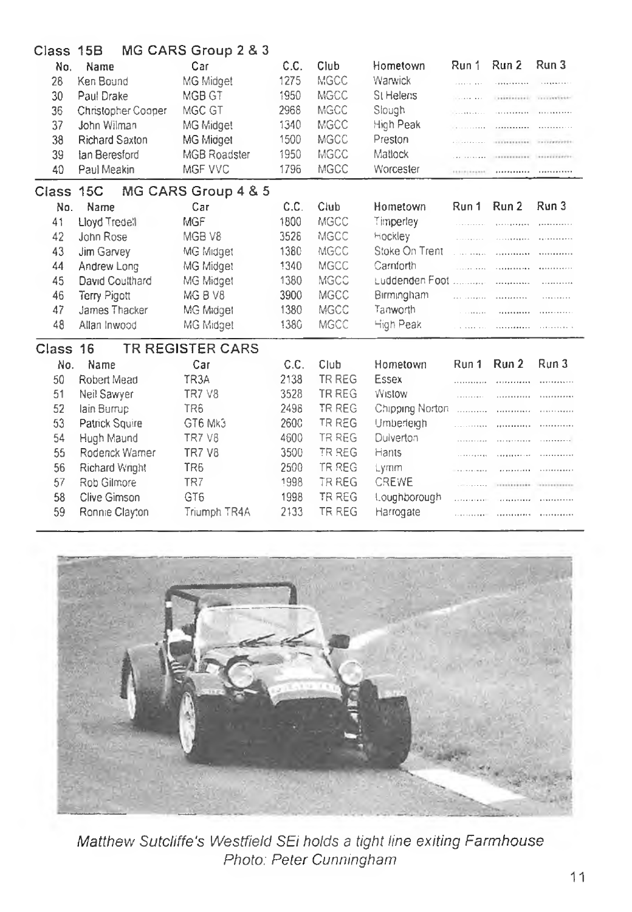## Class 15B MG CARS Group 2 & 3

| No. | Name | Car | C.C. | Club | Hometown | Run 1 | Run 2 | Run 3 |
|---|---|---|---|---|---|---|---|---|
| 28 | Ken Bound | MG Midget | 1275 | MGCC | Warwick | .......... | .......... | .......... |
| 30 | Paul Drake | MGB GT | 1950 | MGCC | St Helens | .......... | .......... | .......... |
| 36 | Christopher Cooper | MGC GT | 2968 | MGCC | Slough | .......... | .......... | .......... |
| 37 | John Wilman | MG Midget | 1340 | MGCC | High Peak | .......... | .......... | .......... |
| 38 | Richard Saxton | MG Midget | 1500 | MGCC | Preston | .......... | .......... | .......... |
| 39 | Ian Beresford | MGB Roadster | 1950 | MGCC | Matlock | .......... | .......... | .......... |
| 40 | Paul Meakin | MGF VVC | 1796 | MGCC | Worcester | .......... | .......... | .......... |

## Class 15C MG CARS Group 4 & 5

| No. | Name | Car | C.C. | Club | Hometown | Run 1 | Run 2 | Run 3 |
|---|---|---|---|---|---|---|---|---|
| 41 | Lloyd Tredell | MGF | 1800 | MGCC | Timperley | .......... | .......... | .......... |
| 42 | John Rose | MGB V8 | 3528 | MGCC | Hockley | .......... | .......... | .......... |
| 43 | Jim Garvey | MG Midget | 1380 | MGCC | Stoke On Trent | .......... | .......... | .......... |
| 44 | Andrew Long | MG Midget | 1340 | MGCC | Carnforth | .......... | .......... | .......... |
| 45 | David Coulthard | MG Midget | 1380 | MGCC | Luddenden Foot | .......... | .......... | .......... |
| 46 | Terry Pigott | MG B V8 | 3900 | MGCC | Birmingham | .......... | .......... | .......... |
| 47 | James Thacker | MG Midget | 1380 | MGCC | Tamworth | .......... | .......... | .......... |
| 48 | Allan Inwood | MG Midget | 1380 | MGCC | High Peak | .......... | .......... | .......... |

## Class 16 TR REGISTER CARS

| No. | Name | Car | C.C. | Club | Hometown | Run 1 | Run 2 | Run 3 |
|---|---|---|---|---|---|---|---|---|
| 50 | Robert Mead | TR3A | 2138 | TR REG | Essex | .......... | .......... | .......... |
| 51 | Neil Sawyer | TR7 V8 | 3528 | TR REG | Wistow | .......... | .......... | .......... |
| 52 | Iain Burrup | TR6 | 2498 | TR REG | Chipping Norton | .......... | .......... | .......... |
| 53 | Patrick Squire | GT6 Mk3 | 2600 | TR REG | Umberleigh | .......... | .......... | .......... |
| 54 | Hugh Maund | TR7 V8 | 4600 | TR REG | Dulverton | .......... | .......... | .......... |
| 55 | Roderick Warner | TR7 V8 | 3500 | TR REG | Hants | .......... | .......... | .......... |
| 56 | Richard Wright | TR6 | 2500 | TR REG | Lymm | .......... | .......... | .......... |
| 57 | Rob Gilmore | TR7 | 1998 | TR REG | CREWE | .......... | .......... | .......... |
| 58 | Clive Gimson | GT6 | 1998 | TR REG | Loughborough | .......... | .......... | .......... |
| 59 | Ronnie Clayton | Triumph TR4A | 2133 | TR REG | Harrogate | .......... | .......... | .......... |

*Matthew Sutcliffe's Westfield SEi holds a tight line exiting Farmhouse*
*Photo: Peter Cunningham*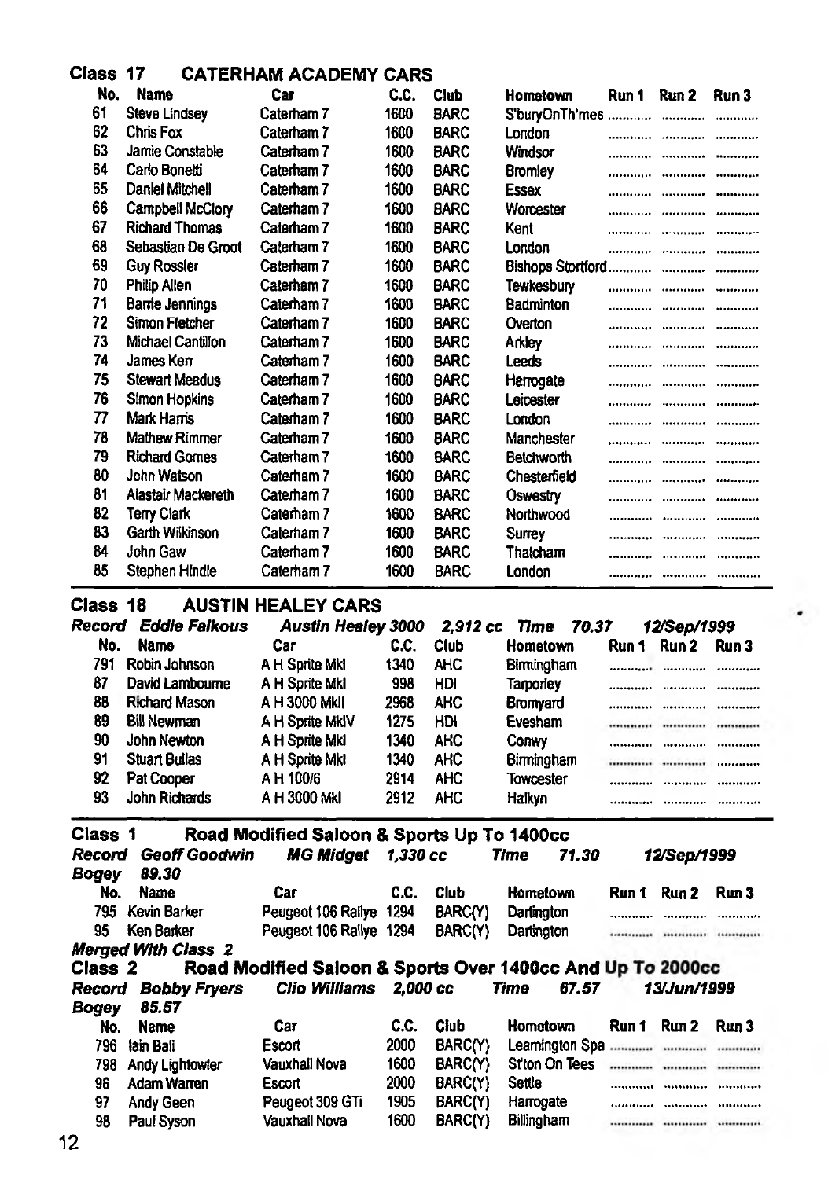## Class 17 CATERHAM ACADEMY CARS

| No. | Name | Car | C.C. | Club | Hometown | Run 1 | Run 2 | Run 3 |
|---|---|---|---|---|---|---|---|---|
| 61 | Steve Lindsey | Caterham 7 | 1600 | BARC | S'buryOnTh'mes | ............ | ............ | ............ |
| 62 | Chris Fox | Caterham 7 | 1600 | BARC | London | ............ | ............ | ............ |
| 63 | Jamie Constable | Caterham 7 | 1600 | BARC | Windsor | ............ | ............ | ............ |
| 64 | Carlo Bonetti | Caterham 7 | 1600 | BARC | Bromley | ............ | ............ | ............ |
| 65 | Daniel Mitchell | Caterham 7 | 1600 | BARC | Essex | ............ | ............ | ............ |
| 66 | Campbell McClory | Caterham 7 | 1600 | BARC | Worcester | ............ | ............ | ............ |
| 67 | Richard Thomas | Caterham 7 | 1600 | BARC | Kent | ............ | ............ | ............ |
| 68 | Sebastian De Groot | Caterham 7 | 1600 | BARC | London | ............ | ............ | ............ |
| 69 | Guy Rossler | Caterham 7 | 1600 | BARC | Bishops Stortford | ............ | ............ | ............ |
| 70 | Philip Allen | Caterham 7 | 1600 | BARC | Tewkesbury | ............ | ............ | ............ |
| 71 | Barrie Jennings | Caterham 7 | 1600 | BARC | Badminton | ............ | ............ | ............ |
| 72 | Simon Fletcher | Caterham 7 | 1600 | BARC | Overton | ............ | ............ | ............ |
| 73 | Michael Cantillon | Caterham 7 | 1600 | BARC | Arkley | ............ | ............ | ............ |
| 74 | James Kerr | Caterham 7 | 1600 | BARC | Leeds | ............ | ............ | ............ |
| 75 | Stewart Meadus | Caterham 7 | 1600 | BARC | Harrogate | ............ | ............ | ............ |
| 76 | Simon Hopkins | Caterham 7 | 1600 | BARC | Leicester | ............ | ............ | ............ |
| 77 | Mark Harris | Caterham 7 | 1600 | BARC | London | ............ | ............ | ............ |
| 78 | Mathew Rimmer | Caterham 7 | 1600 | BARC | Manchester | ............ | ............ | ............ |
| 79 | Richard Gomes | Caterham 7 | 1600 | BARC | Betchworth | ............ | ............ | ............ |
| 80 | John Watson | Caterham 7 | 1600 | BARC | Chesterfield | ............ | ............ | ............ |
| 81 | Alastair Mackereth | Caterham 7 | 1600 | BARC | Oswestry | ............ | ............ | ............ |
| 82 | Terry Clark | Caterham 7 | 1600 | BARC | Northwood | ............ | ............ | ............ |
| 83 | Garth Wilkinson | Caterham 7 | 1600 | BARC | Surrey | ............ | ............ | ............ |
| 84 | John Gaw | Caterham 7 | 1600 | BARC | Thatcham | ............ | ............ | ............ |
| 85 | Stephen Hindle | Caterham 7 | 1600 | BARC | London | ............ | ............ | ............ |

## Class 18 AUSTIN HEALEY CARS

***Record Eddie Falkous Austin Healey 3000 2,912 cc Time 70.37 12/Sep/1999***

| No. | Name | Car | C.C. | Club | Hometown | Run 1 | Run 2 | Run 3 |
|---|---|---|---|---|---|---|---|---|
| 791 | Robin Johnson | A H Sprite MkI | 1340 | AHC | Birmingham | ............ | ............ | ............ |
| 87 | David Lambourne | A H Sprite MkI | 998 | HDI | Tarporley | ............ | ............ | ............ |
| 88 | Richard Mason | A H 3000 MkII | 2968 | AHC | Bromyard | ............ | ............ | ............ |
| 89 | Bill Newman | A H Sprite MkIV | 1275 | HDI | Evesham | ............ | ............ | ............ |
| 90 | John Newton | A H Sprite MkI | 1340 | AHC | Conwy | ............ | ............ | ............ |
| 91 | Stuart Bullas | A H Sprite MkI | 1340 | AHC | Birmingham | ............ | ............ | ............ |
| 92 | Pat Cooper | A H 100/6 | 2914 | AHC | Towcester | ............ | ............ | ............ |
| 93 | John Richards | A H 3000 MkI | 2912 | AHC | Halkyn | ............ | ............ | ............ |

## Class 1 Road Modified Saloon & Sports Up To 1400cc

***Record Geoff Goodwin MG Midget 1,330 cc Time 71.30 12/Sep/1999***

***Bogey 89.30***

| No. | Name | Car | C.C. | Club | Hometown | Run 1 | Run 2 | Run 3 |
|---|---|---|---|---|---|---|---|---|
| 795 | Kevin Barker | Peugeot 106 Rallye | 1294 | BARC(Y) | Dartington | ............ | ............ | ............ |
| 95 | Ken Barker | Peugeot 106 Rallye | 1294 | BARC(Y) | Dartington | ............ | ............ | ............ |

***Merged With Class 2***

## Class 2 Road Modified Saloon & Sports Over 1400cc And Up To 2000cc

***Record Bobby Fryers Clio Williams 2,000 cc Time 67.57 13/Jun/1999***

***Bogey 85.57***

| No. | Name | Car | C.C. | Club | Hometown | Run 1 | Run 2 | Run 3 |
|---|---|---|---|---|---|---|---|---|
| 796 | Iain Ball | Escort | 2000 | BARC(Y) | Leamington Spa | ............ | ............ | ............ |
| 798 | Andy Lightowler | Vauxhall Nova | 1600 | BARC(Y) | St'ton On Tees | ............ | ............ | ............ |
| 96 | Adam Warren | Escort | 2000 | BARC(Y) | Settle | ............ | ............ | ............ |
| 97 | Andy Geen | Peugeot 309 GTi | 1905 | BARC(Y) | Harrogate | ............ | ............ | ............ |
| 98 | Paul Syson | Vauxhall Nova | 1600 | BARC(Y) | Billingham | ............ | ............ | ............ |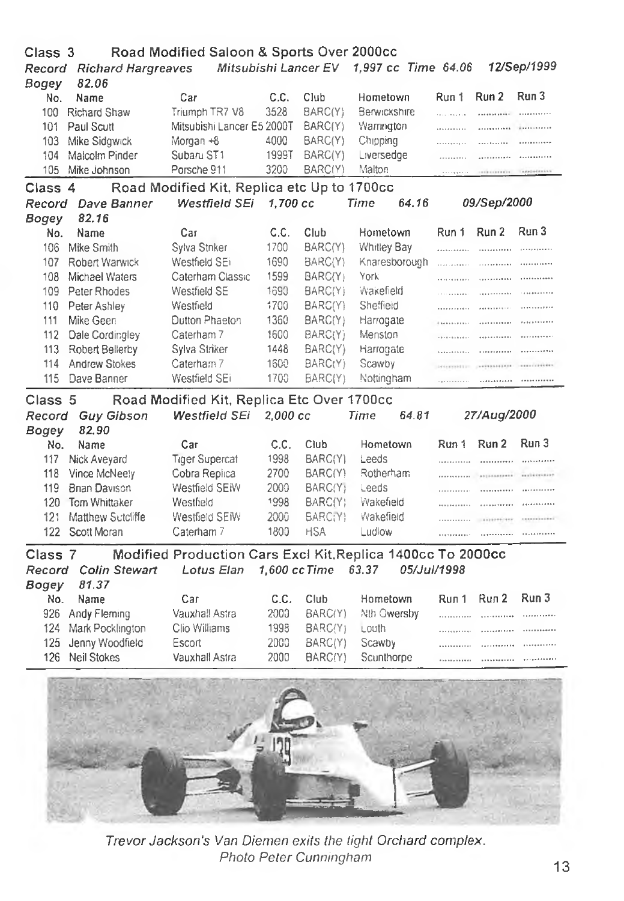## Class 3 Road Modified Saloon & Sports Over 2000cc

*Record Richard Hargreaves Mitsubishi Lancer EV 1,997 cc Time 64.06 12/Sep/1999*

*Bogey 82.06*

| No. | Name | Car | C.C. | Club | Hometown | Run 1 | Run 2 | Run 3 |
|---|---|---|---|---|---|---|---|---|
| 100 | Richard Shaw | Triumph TR7 V8 | 3528 | BARC(Y) | Berwickshire | .......... | .......... | .......... |
| 101 | Paul Scutt | Mitsubishi Lancer E5 | 2000T | BARC(Y) | Warrington | .......... | .......... | .......... |
| 103 | Mike Sidgwick | Morgan +8 | 4000 | BARC(Y) | Chipping | .......... | .......... | .......... |
| 104 | Malcolm Pinder | Subaru ST1 | 1999T | BARC(Y) | Liversedge | .......... | .......... | .......... |
| 105 | Mike Johnson | Porsche 911 | 3200 | BARC(Y) | Malton | .......... | .......... | .......... |

## Class 4 Road Modified Kit, Replica etc Up to 1700cc

*Record Dave Banner Westfield SEi 1,700 cc Time 64.16 09/Sep/2000*

*Bogey 82.16*

| No. | Name | Car | C.C. | Club | Hometown | Run 1 | Run 2 | Run 3 |
|---|---|---|---|---|---|---|---|---|
| 106 | Mike Smith | Sylva Striker | 1700 | BARC(Y) | Whitley Bay | .......... | .......... | .......... |
| 107 | Robert Warwick | Westfield SEi | 1690 | BARC(Y) | Knaresborough | .......... | .......... | .......... |
| 108 | Michael Waters | Caterham Classic | 1599 | BARC(Y) | York | .......... | .......... | .......... |
| 109 | Peter Rhodes | Westfield SE | 1690 | BARC(Y) | Wakefield | .......... | .......... | .......... |
| 110 | Peter Ashley | Westfield | 1700 | BARC(Y) | Sheffield | .......... | .......... | .......... |
| 111 | Mike Geen | Dutton Phaeton | 1360 | BARC(Y) | Harrogate | .......... | .......... | .......... |
| 112 | Dale Cordingley | Caterham 7 | 1600 | BARC(Y) | Menston | .......... | .......... | .......... |
| 113 | Robert Bellerby | Sylva Striker | 1448 | BARC(Y) | Harrogate | .......... | .......... | .......... |
| 114 | Andrew Stokes | Caterham 7 | 1600 | BARC(Y) | Scawby | .......... | .......... | .......... |
| 115 | Dave Banner | Westfield SEi | 1700 | BARC(Y) | Nottingham | .......... | .......... | .......... |

## Class 5 Road Modified Kit, Replica Etc Over 1700cc

*Record Guy Gibson Westfield SEi 2,000 cc Time 64.81 27/Aug/2000*

*Bogey 82.90*

| No. | Name | Car | C.C. | Club | Hometown | Run 1 | Run 2 | Run 3 |
|---|---|---|---|---|---|---|---|---|
| 117 | Nick Aveyard | Tiger Supercat | 1998 | BARC(Y) | Leeds | .......... | .......... | .......... |
| 118 | Vince McNeely | Cobra Replica | 2700 | BARC(Y) | Rotherham | .......... | .......... | .......... |
| 119 | Brian Davison | Westfield SEiW | 2000 | BARC(Y) | Leeds | .......... | .......... | .......... |
| 120 | Tom Whittaker | Westfield | 1998 | BARC(Y) | Wakefield | .......... | .......... | .......... |
| 121 | Matthew Sutcliffe | Westfield SEiW | 2000 | BARC(Y) | Wakefield | .......... | .......... | .......... |
| 122 | Scott Moran | Caterham 7 | 1800 | HSA | Ludlow | .......... | .......... | .......... |

## Class 7 Modified Production Cars Excl Kit,Replica 1400cc To 2000cc

*Record Colin Stewart Lotus Elan 1,600 cc Time 63.37 05/Jul/1998*

*Bogey 81.37*

| No. | Name | Car | C.C. | Club | Hometown | Run 1 | Run 2 | Run 3 |
|---|---|---|---|---|---|---|---|---|
| 926 | Andy Fleming | Vauxhall Astra | 2000 | BARC(Y) | Nth Owersby | .......... | .......... | .......... |
| 124 | Mark Pocklington | Clio Williams | 1998 | BARC(Y) | Louth | .......... | .......... | .......... |
| 125 | Jenny Woodfield | Escort | 2000 | BARC(Y) | Scawby | .......... | .......... | .......... |
| 126 | Neil Stokes | Vauxhall Astra | 2000 | BARC(Y) | Scunthorpe | .......... | .......... | .......... |

*Trevor Jackson's Van Diemen exits the tight Orchard complex.*
*Photo Peter Cunningham*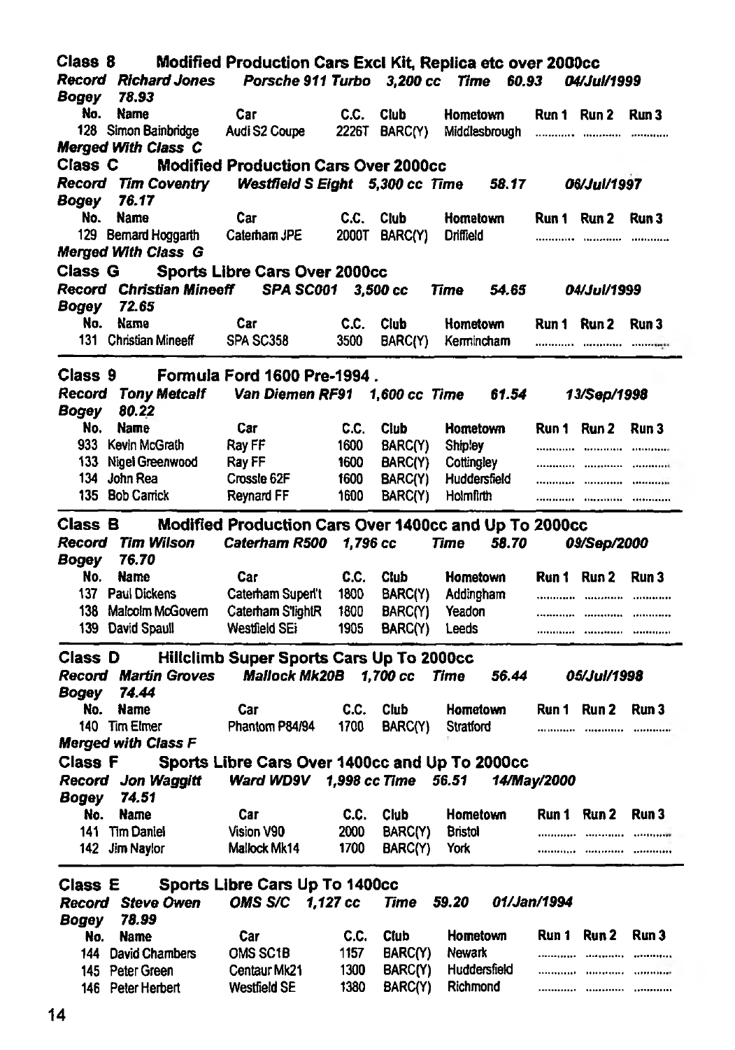## Class 8 Modified Production Cars Excl Kit, Replica etc over 2000cc

***Record Richard Jones Porsche 911 Turbo 3,200 cc Time 60.93 04/Jul/1999***
***Bogey 78.93***

| No. | Name | Car | C.C. | Club | Hometown | Run 1 | Run 2 | Run 3 |
|---|---|---|---|---|---|---|---|---|
| 128 | Simon Bainbridge | Audi S2 Coupe | 2226T | BARC(Y) | Middlesbrough | ............ | ............ | ............ |

***Merged With Class C***

## Class C Modified Production Cars Over 2000cc

***Record Tim Coventry Westfield S Eight 5,300 cc Time 58.17 06/Jul/1997***
***Bogey 76.17***

| No. | Name | Car | C.C. | Club | Hometown | Run 1 | Run 2 | Run 3 |
|---|---|---|---|---|---|---|---|---|
| 129 | Bernard Hoggarth | Caterham JPE | 2000T | BARC(Y) | Driffield | ............ | ............ | ............ |

***Merged With Class G***

## Class G Sports Libre Cars Over 2000cc

***Record Christian Mineeff SPA SC001 3,500 cc Time 54.65 04/Jul/1999***
***Bogey 72.65***

| No. | Name | Car | C.C. | Club | Hometown | Run 1 | Run 2 | Run 3 |
|---|---|---|---|---|---|---|---|---|
| 131 | Christian Mineeff | SPA SC358 | 3500 | BARC(Y) | Kermincham | ............ | ............ | ............ |

## Class 9 Formula Ford 1600 Pre-1994 .

***Record Tony Metcalf Van Diemen RF91 1,600 cc Time 61.54 13/Sep/1998***
***Bogey 80.22***

| No. | Name | Car | C.C. | Club | Hometown | Run 1 | Run 2 | Run 3 |
|---|---|---|---|---|---|---|---|---|
| 933 | Kevin McGrath | Ray FF | 1600 | BARC(Y) | Shipley | ............ | ............ | ............ |
| 133 | Nigel Greenwood | Ray FF | 1600 | BARC(Y) | Cottingley | ............ | ............ | ............ |
| 134 | John Rea | Crossle 62F | 1600 | BARC(Y) | Huddersfield | ............ | ............ | ............ |
| 135 | Bob Carrick | Reynard FF | 1600 | BARC(Y) | Holmfirth | ............ | ............ | ............ |

## Class B Modified Production Cars Over 1400cc and Up To 2000cc

***Record Tim Wilson Caterham R500 1,796 cc Time 58.70 09/Sep/2000***
***Bogey 76.70***

| No. | Name | Car | C.C. | Club | Hometown | Run 1 | Run 2 | Run 3 |
|---|---|---|---|---|---|---|---|---|
| 137 | Paul Dickens | Caterham Supert't | 1800 | BARC(Y) | Addingham | ............ | ............ | ............ |
| 138 | Malcolm McGovern | Caterham S'lightR | 1800 | BARC(Y) | Yeadon | ............ | ............ | ............ |
| 139 | David Spaull | Westfield SEi | 1905 | BARC(Y) | Leeds | ............ | ............ | ............ |

## Class D Hillclimb Super Sports Cars Up To 2000cc

***Record Martin Groves Mallock Mk20B 1,700 cc Time 56.44 05/Jul/1998***
***Bogey 74.44***

| No. | Name | Car | C.C. | Club | Hometown | Run 1 | Run 2 | Run 3 |
|---|---|---|---|---|---|---|---|---|
| 140 | Tim Elmer | Phantom P84/94 | 1700 | BARC(Y) | Stratford | ............ | ............ | ............ |

***Merged with Class F***

## Class F Sports Libre Cars Over 1400cc and Up To 2000cc

***Record Jon Waggitt Ward WD9V 1,998 cc Time 56.51 14/May/2000***
***Bogey 74.51***

| No. | Name | Car | C.C. | Club | Hometown | Run 1 | Run 2 | Run 3 |
|---|---|---|---|---|---|---|---|---|
| 141 | Tim Daniel | Vision V90 | 2000 | BARC(Y) | Bristol | ............ | ............ | ............ |
| 142 | Jim Naylor | Mallock Mk14 | 1700 | BARC(Y) | York | ............ | ............ | ............ |

## Class E Sports Libre Cars Up To 1400cc

***Record Steve Owen OMS S/C 1,127 cc Time 59.20 01/Jan/1994***
***Bogey 78.99***

| No. | Name | Car | C.C. | Club | Hometown | Run 1 | Run 2 | Run 3 |
|---|---|---|---|---|---|---|---|---|
| 144 | David Chambers | OMS SC1B | 1157 | BARC(Y) | Newark | ............ | ............ | ............ |
| 145 | Peter Green | Centaur Mk21 | 1300 | BARC(Y) | Huddersfield | ............ | ............ | ............ |
| 146 | Peter Herbert | Westfield SE | 1380 | BARC(Y) | Richmond | ............ | ............ | ............ |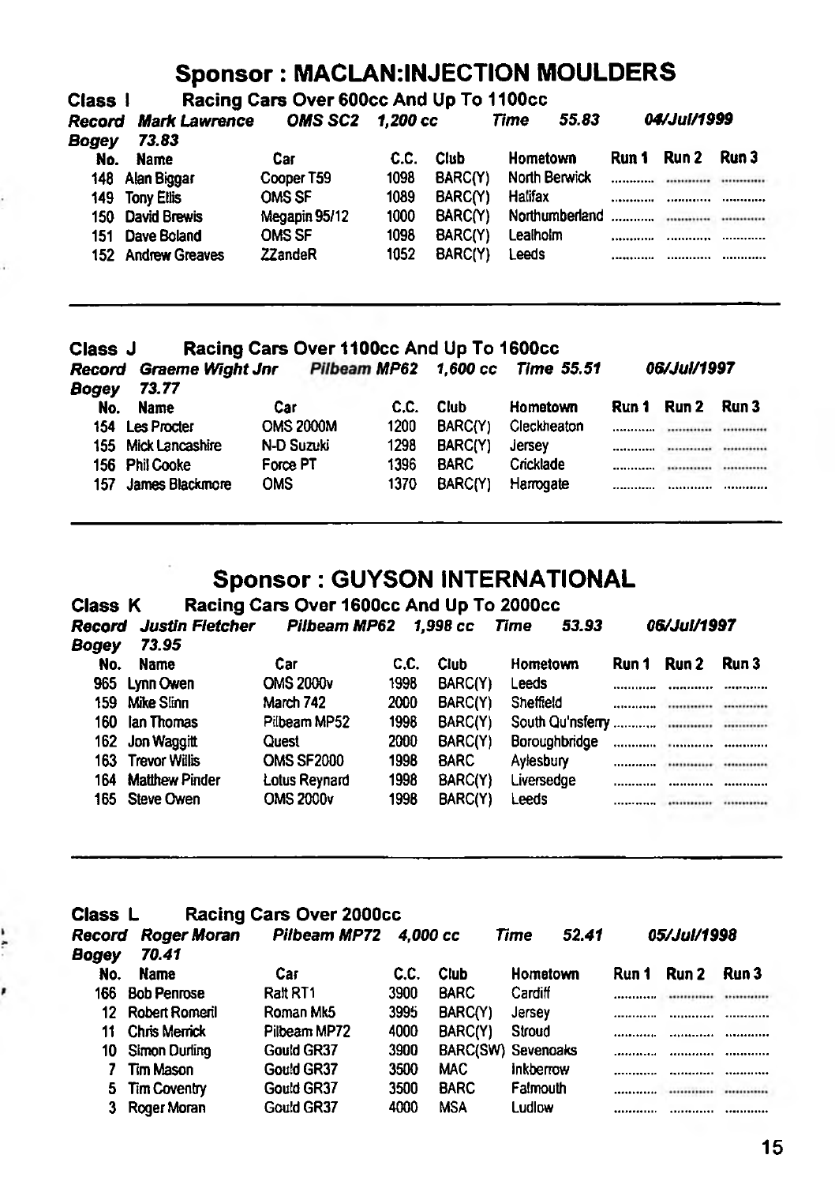## Sponsor : MACLAN:INJECTION MOULDERS

**Class I** **Racing Cars Over 600cc And Up To 1100cc**

***Record Mark Lawrence*** ***OMS SC2 1,200 cc*** ***Time 55.83*** ***04/Jul/1999***

***Bogey 73.83***

| No. | Name | Car | C.C. | Club | Hometown | Run 1 | Run 2 | Run 3 |
|---|---|---|---|---|---|---|---|---|
| 148 | Alan Biggar | Cooper T59 | 1098 | BARC(Y) | North Berwick | ............ | ............ | ............ |
| 149 | Tony Ellis | OMS SF | 1089 | BARC(Y) | Halifax | ............ | ............ | ............ |
| 150 | David Brewis | Megapin 95/12 | 1000 | BARC(Y) | Northumberland | ............ | ............ | ............ |
| 151 | Dave Boland | OMS SF | 1098 | BARC(Y) | Lealholm | ............ | ............ | ............ |
| 152 | Andrew Greaves | ZZandeR | 1052 | BARC(Y) | Leeds | ............ | ............ | ............ |

**Class J** **Racing Cars Over 1100cc And Up To 1600cc**

***Record Graeme Wight Jnr*** ***Pilbeam MP62 1,600 cc*** ***Time 55.51*** ***06/Jul/1997***

***Bogey 73.77***

| No. | Name | Car | C.C. | Club | Hometown | Run 1 | Run 2 | Run 3 |
|---|---|---|---|---|---|---|---|---|
| 154 | Les Procter | OMS 2000M | 1200 | BARC(Y) | Cleckheaton | ............ | ............ | ............ |
| 155 | Mick Lancashire | N-D Suzuki | 1298 | BARC(Y) | Jersey | ............ | ............ | ............ |
| 156 | Phil Cooke | Force PT | 1396 | BARC | Cricklade | ............ | ............ | ............ |
| 157 | James Blackmore | OMS | 1370 | BARC(Y) | Harrogate | ............ | ............ | ............ |

## Sponsor : GUYSON INTERNATIONAL

**Class K** **Racing Cars Over 1600cc And Up To 2000cc**

***Record Justin Fletcher*** ***Pilbeam MP62 1,998 cc*** ***Time 53.93*** ***06/Jul/1997***

***Bogey 73.95***

| No. | Name | Car | C.C. | Club | Hometown | Run 1 | Run 2 | Run 3 |
|---|---|---|---|---|---|---|---|---|
| 965 | Lynn Owen | OMS 2000v | 1998 | BARC(Y) | Leeds | ............ | ............ | ............ |
| 159 | Mike Slinn | March 742 | 2000 | BARC(Y) | Sheffield | ............ | ............ | ............ |
| 160 | Ian Thomas | Pilbeam MP52 | 1998 | BARC(Y) | South Qu'nsferry | ............ | ............ | ............ |
| 162 | Jon Waggitt | Quest | 2000 | BARC(Y) | Boroughbridge | ............ | ............ | ............ |
| 163 | Trevor Willis | OMS SF2000 | 1998 | BARC | Aylesbury | ............ | ............ | ............ |
| 164 | Matthew Pinder | Lotus Reynard | 1998 | BARC(Y) | Liversedge | ............ | ............ | ............ |
| 165 | Steve Owen | OMS 2000v | 1998 | BARC(Y) | Leeds | ............ | ............ | ............ |

**Class L** **Racing Cars Over 2000cc**

***Record Roger Moran*** ***Pilbeam MP72 4,000 cc*** ***Time 52.41*** ***05/Jul/1998***

***Bogey 70.41***

| No. | Name | Car | C.C. | Club | Hometown | Run 1 | Run 2 | Run 3 |
|---|---|---|---|---|---|---|---|---|
| 166 | Bob Penrose | Ralt RT1 | 3900 | BARC | Cardiff | ............ | ............ | ............ |
| 12 | Robert Romeril | Roman Mk5 | 3995 | BARC(Y) | Jersey | ............ | ............ | ............ |
| 11 | Chris Merrick | Pilbeam MP72 | 4000 | BARC(Y) | Stroud | ............ | ............ | ............ |
| 10 | Simon Durling | Gould GR37 | 3900 | BARC(SW) | Sevenoaks | ............ | ............ | ............ |
| 7 | Tim Mason | Gould GR37 | 3500 | MAC | Inkberrow | ............ | ............ | ............ |
| 5 | Tim Coventry | Gould GR37 | 3500 | BARC | Falmouth | ............ | ............ | ............ |
| 3 | Roger Moran | Gould GR37 | 4000 | MSA | Ludlow | ............ | ............ | ............ |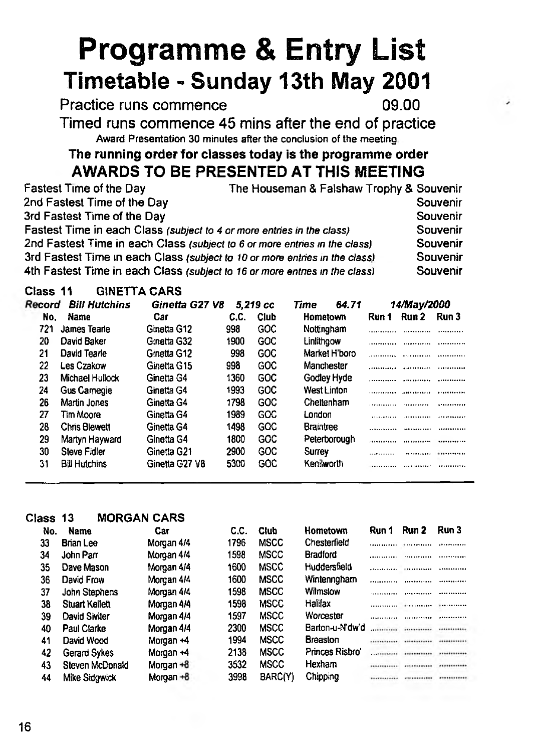# Programme & Entry List

## Timetable - Sunday 13th May 2001

Practice runs commence 09.00

Timed runs commence 45 mins after the end of practice

Award Presentation 30 minutes after the conclusion of the meeting

**The running order for classes today is the programme order**

### AWARDS TO BE PRESENTED AT THIS MEETING

| | |
|---|---|
| Fastest Time of the Day | The Houseman & Falshaw Trophy & Souvenir |
| 2nd Fastest Time of the Day | Souvenir |
| 3rd Fastest Time of the Day | Souvenir |
| Fastest Time in each Class *(subject to 4 or more entries in the class)* | Souvenir |
| 2nd Fastest Time in each Class *(subject to 6 or more entries in the class)* | Souvenir |
| 3rd Fastest Time in each Class *(subject to 10 or more entries in the class)* | Souvenir |
| 4th Fastest Time in each Class *(subject to 16 or more entries in the class)* | Souvenir |

**Class 11 GINETTA CARS**

***Record Bill Hutchins Ginetta G27 V8 5,219 cc Time 64.71 14/May/2000***

| No. | Name | Car | C.C. | Club | Hometown | Run 1 | Run 2 | Run 3 |
|---|---|---|---|---|---|---|---|---|
| 721 | James Tearle | Ginetta G12 | 998 | GOC | Nottingham | | | |
| 20 | David Baker | Ginetta G32 | 1900 | GOC | Linlithgow | | | |
| 21 | David Tearle | Ginetta G12 | 998 | GOC | Market H'boro | | | |
| 22 | Les Czakow | Ginetta G15 | 998 | GOC | Manchester | | | |
| 23 | Michael Hullock | Ginetta G4 | 1360 | GOC | Godley Hyde | | | |
| 24 | Gus Carnegie | Ginetta G4 | 1993 | GOC | West Linton | | | |
| 26 | Martin Jones | Ginetta G4 | 1798 | GOC | Cheltenham | | | |
| 27 | Tim Moore | Ginetta G4 | 1989 | GOC | London | | | |
| 28 | Chris Blewett | Ginetta G4 | 1498 | GOC | Braintree | | | |
| 29 | Martyn Hayward | Ginetta G4 | 1800 | GOC | Peterborough | | | |
| 30 | Steve Fidler | Ginetta G21 | 2900 | GOC | Surrey | | | |
| 31 | Bill Hutchins | Ginetta G27 V8 | 5300 | GOC | Kenilworth | | | |

**Class 13 MORGAN CARS**

| No. | Name | Car | C.C. | Club | Hometown | Run 1 | Run 2 | Run 3 |
|---|---|---|---|---|---|---|---|---|
| 33 | Brian Lee | Morgan 4/4 | 1796 | MSCC | Chesterfield | | | |
| 34 | John Parr | Morgan 4/4 | 1598 | MSCC | Bradford | | | |
| 35 | Dave Mason | Morgan 4/4 | 1600 | MSCC | Huddersfield | | | |
| 36 | David Frow | Morgan 4/4 | 1600 | MSCC | Winteringham | | | |
| 37 | John Stephens | Morgan 4/4 | 1598 | MSCC | Wilmslow | | | |
| 38 | Stuart Kellett | Morgan 4/4 | 1598 | MSCC | Halifax | | | |
| 39 | David Siviter | Morgan 4/4 | 1597 | MSCC | Worcester | | | |
| 40 | Paul Clarke | Morgan 4/4 | 2300 | MSCC | Barton-u-N'dw'd | | | |
| 41 | David Wood | Morgan +4 | 1994 | MSCC | Breaston | | | |
| 42 | Gerard Sykes | Morgan +4 | 2138 | MSCC | Princes Risbro' | | | |
| 43 | Steven McDonald | Morgan +8 | 3532 | MSCC | Hexham | | | |
| 44 | Mike Sidgwick | Morgan +8 | 3998 | BARC(Y) | Chipping | | | |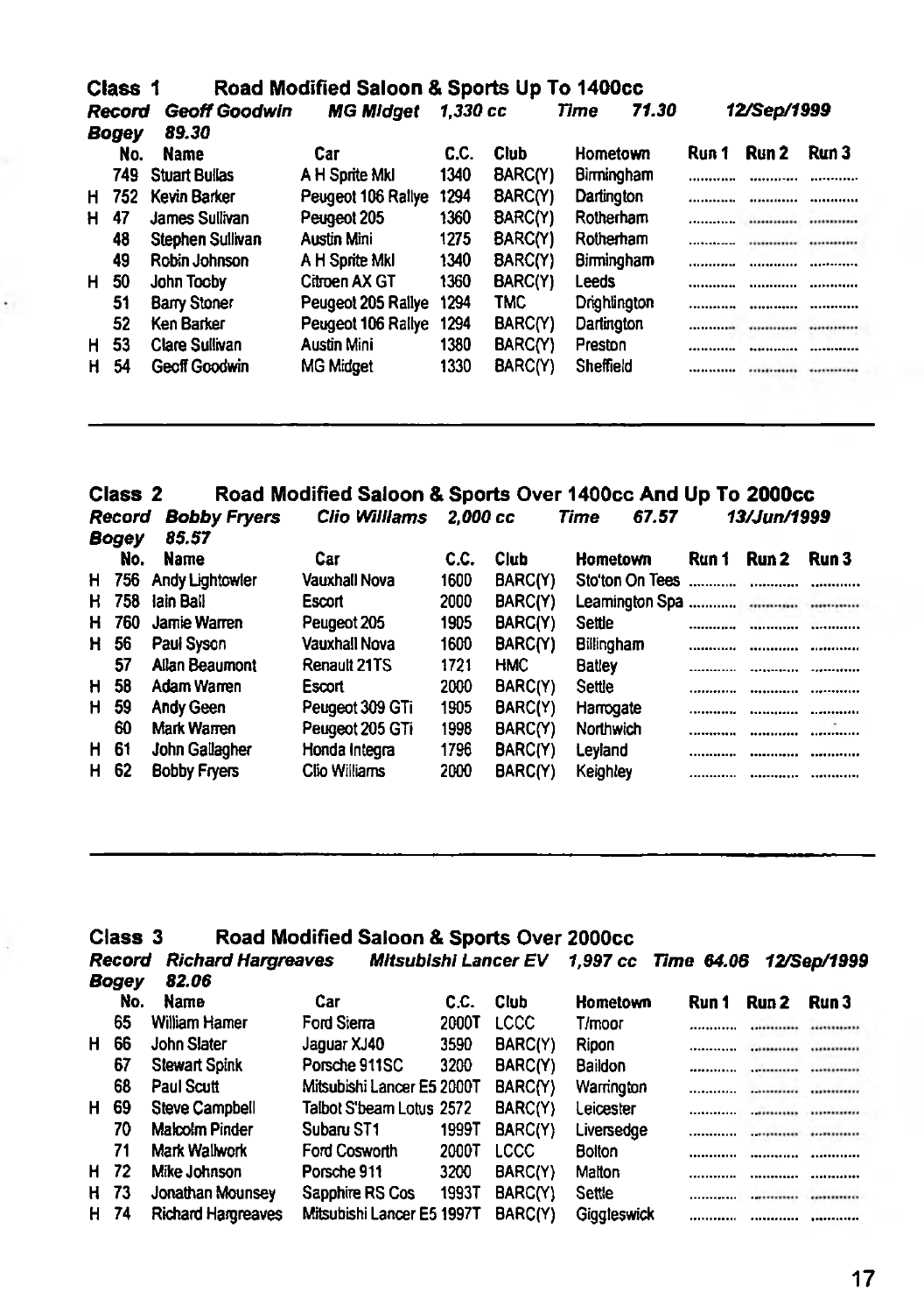## Class 1 Road Modified Saloon & Sports Up To 1400cc

***Record Geoff Goodwin MG Midget 1,330 cc Time 71.30 12/Sep/1999***

***Bogey 89.30***

| | No. | Name | Car | C.C. | Club | Hometown | Run 1 | Run 2 | Run 3 |
|---|---|---|---|---|---|---|---|---|---|
| | 749 | Stuart Bullas | A H Sprite MkI | 1340 | BARC(Y) | Birmingham | ............ | ............ | ............ |
| H | 752 | Kevin Barker | Peugeot 106 Rallye | 1294 | BARC(Y) | Darlington | ............ | ............ | ............ |
| H | 47 | James Sullivan | Peugeot 205 | 1360 | BARC(Y) | Rotherham | ............ | ............ | ............ |
| | 48 | Stephen Sullivan | Austin Mini | 1275 | BARC(Y) | Rotherham | ............ | ............ | ............ |
| | 49 | Robin Johnson | A H Sprite MkI | 1340 | BARC(Y) | Birmingham | ............ | ............ | ............ |
| H | 50 | John Tooby | Citroen AX GT | 1360 | BARC(Y) | Leeds | ............ | ............ | ............ |
| | 51 | Barry Stoner | Peugeot 205 Rallye | 1294 | TMC | Drighlington | ............ | ............ | ............ |
| | 52 | Ken Barker | Peugeot 106 Rallye | 1294 | BARC(Y) | Darlington | ............ | ............ | ............ |
| H | 53 | Clare Sullivan | Austin Mini | 1380 | BARC(Y) | Preston | ............ | ............ | ............ |
| H | 54 | Geoff Goodwin | MG Midget | 1330 | BARC(Y) | Sheffield | ............ | ............ | ............ |

## Class 2 Road Modified Saloon & Sports Over 1400cc And Up To 2000cc

***Record Bobby Fryers Clio Williams 2,000 cc Time 67.57 13/Jun/1999***

***Bogey 85.57***

| | No. | Name | Car | C.C. | Club | Hometown | Run 1 | Run 2 | Run 3 |
|---|---|---|---|---|---|---|---|---|---|
| H | 756 | Andy Lightowler | Vauxhall Nova | 1600 | BARC(Y) | Sto'ton On Tees | ............ | ............ | ............ |
| H | 758 | Iain Ball | Escort | 2000 | BARC(Y) | Leamington Spa | ............ | ............ | ............ |
| H | 760 | Jamie Warren | Peugeot 205 | 1905 | BARC(Y) | Settle | ............ | ............ | ............ |
| H | 56 | Paul Syson | Vauxhall Nova | 1600 | BARC(Y) | Billingham | ............ | ............ | ............ |
| | 57 | Allan Beaumont | Renault 21TS | 1721 | HMC | Batley | ............ | ............ | ............ |
| H | 58 | Adam Warren | Escort | 2000 | BARC(Y) | Settle | ............ | ............ | ............ |
| H | 59 | Andy Geen | Peugeot 309 GTi | 1905 | BARC(Y) | Harrogate | ............ | ............ | ............ |
| | 60 | Mark Warren | Peugeot 205 GTi | 1998 | BARC(Y) | Northwich | ............ | ............ | ............ |
| H | 61 | John Gallagher | Honda Integra | 1796 | BARC(Y) | Leyland | ............ | ............ | ............ |
| H | 62 | Bobby Fryers | Clio Williams | 2000 | BARC(Y) | Keighley | ............ | ............ | ............ |

## Class 3 Road Modified Saloon & Sports Over 2000cc

***Record Richard Hargreaves Mitsubishi Lancer EV 1,997 cc Time 64.06 12/Sep/1999***

***Bogey 82.06***

| | No. | Name | Car | C.C. | Club | Hometown | Run 1 | Run 2 | Run 3 |
|---|---|---|---|---|---|---|---|---|---|
| | 65 | William Hamer | Ford Sierra | 2000T | LCCC | T/moor | ............ | ............ | ............ |
| H | 66 | John Slater | Jaguar XJ40 | 3590 | BARC(Y) | Ripon | ............ | ............ | ............ |
| | 67 | Stewart Spink | Porsche 911SC | 3200 | BARC(Y) | Baildon | ............ | ............ | ............ |
| | 68 | Paul Scutt | Mitsubishi Lancer E5 | 2000T | BARC(Y) | Warrington | ............ | ............ | ............ |
| H | 69 | Steve Campbell | Talbot S'beam Lotus | 2572 | BARC(Y) | Leicester | ............ | ............ | ............ |
| | 70 | Malcolm Pinder | Subaru ST1 | 1999T | BARC(Y) | Liversedge | ............ | ............ | ............ |
| | 71 | Mark Wallwork | Ford Cosworth | 2000T | LCCC | Bolton | ............ | ............ | ............ |
| H | 72 | Mike Johnson | Porsche 911 | 3200 | BARC(Y) | Malton | ............ | ............ | ............ |
| H | 73 | Jonathan Mounsey | Sapphire RS Cos | 1993T | BARC(Y) | Settle | ............ | ............ | ............ |
| H | 74 | Richard Hargreaves | Mitsubishi Lancer E5 | 1997T | BARC(Y) | Giggleswick | ............ | ............ | ............ |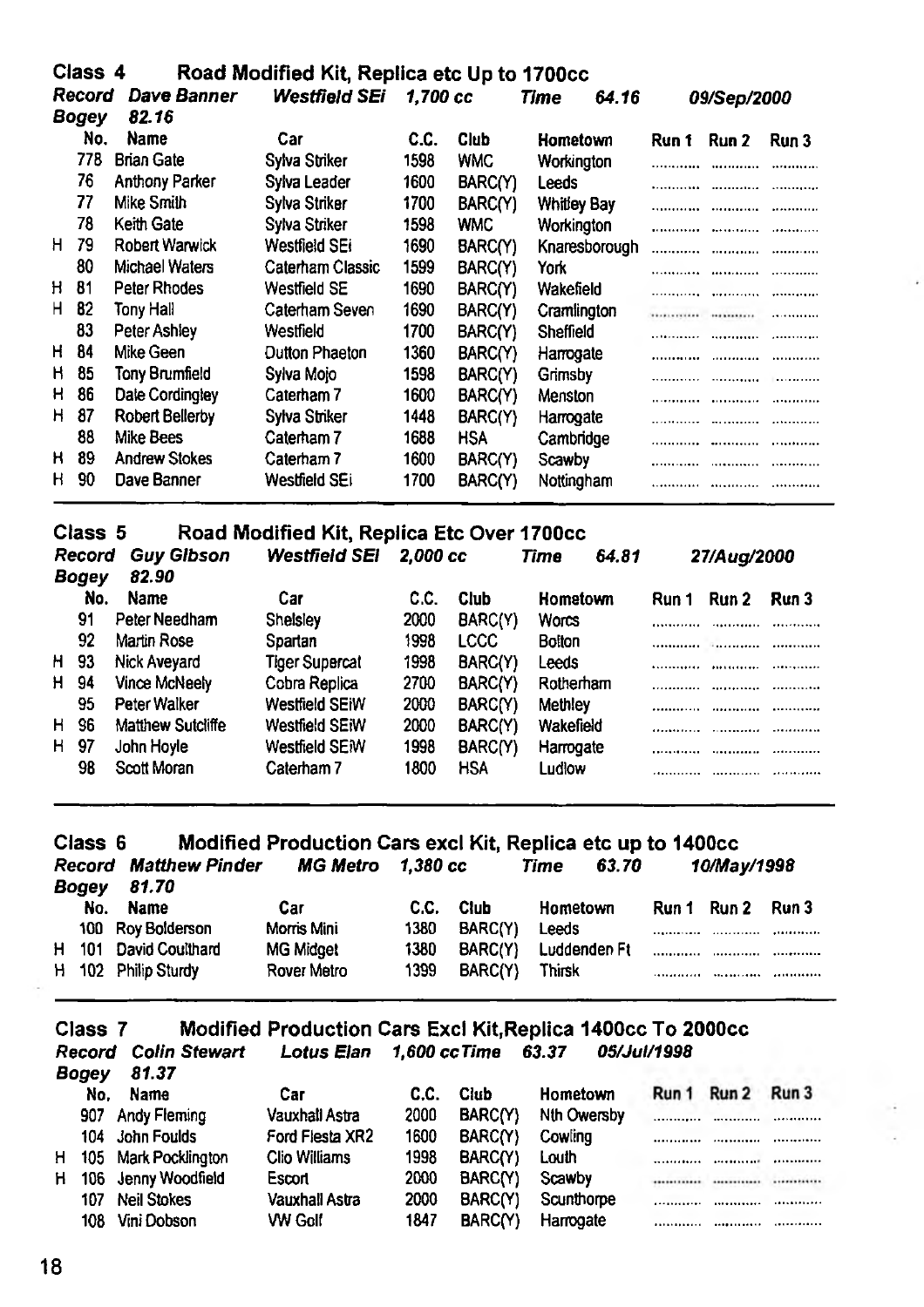## Class 4 Road Modified Kit, Replica etc Up to 1700cc

***Record Dave Banner Westfield SEi 1,700 cc Time 64.16 09/Sep/2000***

***Bogey 82.16***

| | No. | Name | Car | C.C. | Club | Hometown | Run 1 | Run 2 | Run 3 |
|---|---|---|---|---|---|---|---|---|---|
| | 778 | Brian Gate | Sylva Striker | 1598 | WMC | Workington | | | |
| | 76 | Anthony Parker | Sylva Leader | 1600 | BARC(Y) | Leeds | | | |
| | 77 | Mike Smith | Sylva Striker | 1700 | BARC(Y) | Whitley Bay | | | |
| | 78 | Keith Gate | Sylva Striker | 1598 | WMC | Workington | | | |
| H | 79 | Robert Warwick | Westfield SEi | 1690 | BARC(Y) | Knaresborough | | | |
| | 80 | Michael Waters | Caterham Classic | 1599 | BARC(Y) | York | | | |
| H | 81 | Peter Rhodes | Westfield SE | 1690 | BARC(Y) | Wakefield | | | |
| H | 82 | Tony Hall | Caterham Seven | 1690 | BARC(Y) | Cramlington | | | |
| | 83 | Peter Ashley | Westfield | 1700 | BARC(Y) | Sheffield | | | |
| H | 84 | Mike Geen | Dutton Phaeton | 1360 | BARC(Y) | Harrogate | | | |
| H | 85 | Tony Brumfield | Sylva Mojo | 1598 | BARC(Y) | Grimsby | | | |
| H | 86 | Dale Cordingley | Caterham 7 | 1600 | BARC(Y) | Menston | | | |
| H | 87 | Robert Bellerby | Sylva Striker | 1448 | BARC(Y) | Harrogate | | | |
| | 88 | Mike Bees | Caterham 7 | 1688 | HSA | Cambridge | | | |
| H | 89 | Andrew Stokes | Caterham 7 | 1600 | BARC(Y) | Scawby | | | |
| H | 90 | Dave Banner | Westfield SEi | 1700 | BARC(Y) | Nottingham | | | |

## Class 5 Road Modified Kit, Replica Etc Over 1700cc

***Record Guy Gibson Westfield SEI 2,000 cc Time 64.81 27/Aug/2000***

***Bogey 82.90***

| | No. | Name | Car | C.C. | Club | Hometown | Run 1 | Run 2 | Run 3 |
|---|---|---|---|---|---|---|---|---|---|
| | 91 | Peter Needham | Shelsley | 2000 | BARC(Y) | Worcs | | | |
| | 92 | Martin Rose | Spartan | 1998 | LCCC | Bolton | | | |
| H | 93 | Nick Aveyard | Tiger Supercat | 1998 | BARC(Y) | Leeds | | | |
| H | 94 | Vince McNeely | Cobra Replica | 2700 | BARC(Y) | Rotherham | | | |
| | 95 | Peter Walker | Westfield SEiW | 2000 | BARC(Y) | Methley | | | |
| H | 96 | Matthew Sutcliffe | Westfield SEiW | 2000 | BARC(Y) | Wakefield | | | |
| H | 97 | John Hoyle | Westfield SEiW | 1998 | BARC(Y) | Harrogate | | | |
| | 98 | Scott Moran | Caterham 7 | 1800 | HSA | Ludlow | | | |

## Class 6 Modified Production Cars excl Kit, Replica etc up to 1400cc

***Record Matthew Pinder MG Metro 1,380 cc Time 63.70 10/May/1998***

***Bogey 81.70***

| | No. | Name | Car | C.C. | Club | Hometown | Run 1 | Run 2 | Run 3 |
|---|---|---|---|---|---|---|---|---|---|
| | 100 | Roy Bolderson | Morris Mini | 1380 | BARC(Y) | Leeds | | | |
| H | 101 | David Coulthard | MG Midget | 1380 | BARC(Y) | Luddenden Ft | | | |
| H | 102 | Philip Sturdy | Rover Metro | 1399 | BARC(Y) | Thirsk | | | |

## Class 7 Modified Production Cars Excl Kit,Replica 1400cc To 2000cc

***Record Colin Stewart Lotus Elan 1,600 cc Time 63.37 05/Jul/1998***

***Bogey 81.37***

| | No. | Name | Car | C.C. | Club | Hometown | Run 1 | Run 2 | Run 3 |
|---|---|---|---|---|---|---|---|---|---|
| | 907 | Andy Fleming | Vauxhall Astra | 2000 | BARC(Y) | Nth Owersby | | | |
| | 104 | John Foulds | Ford Fiesta XR2 | 1600 | BARC(Y) | Cowling | | | |
| H | 105 | Mark Pocklington | Clio Williams | 1998 | BARC(Y) | Louth | | | |
| H | 106 | Jenny Woodfield | Escort | 2000 | BARC(Y) | Scawby | | | |
| | 107 | Neil Stokes | Vauxhall Astra | 2000 | BARC(Y) | Scunthorpe | | | |
| | 108 | Vini Dobson | VW Golf | 1847 | BARC(Y) | Harrogate | | | |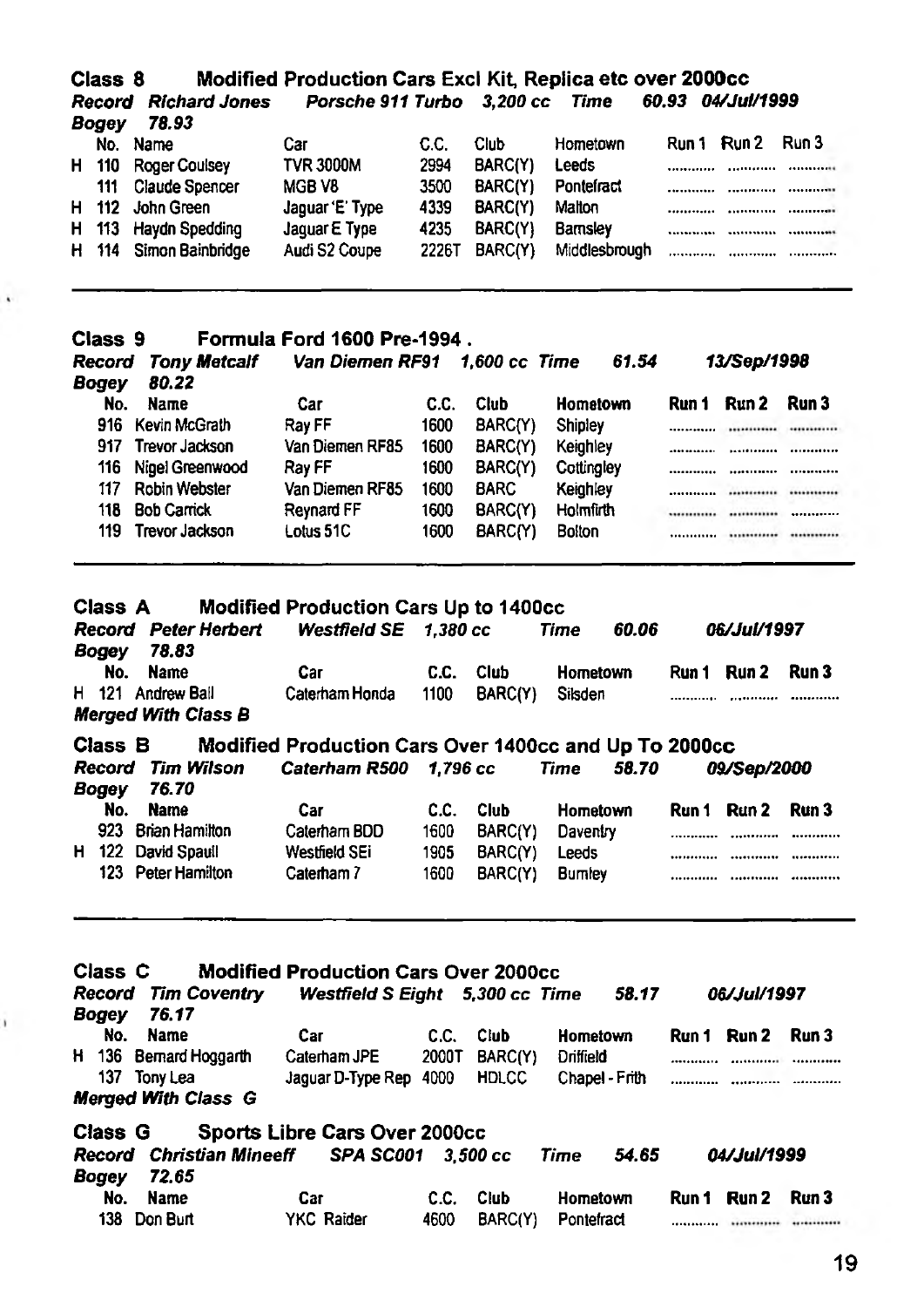## Class 8 Modified Production Cars Excl Kit, Replica etc over 2000cc

***Record*** *Richard Jones* *Porsche 911 Turbo* *3,200 cc* *Time* *60.93* *04/Jul/1999*

***Bogey*** *78.93*

| | No. | Name | Car | C.C. | Club | Hometown | Run 1 | Run 2 | Run 3 |
|---|---|---|---|---|---|---|---|---|---|
| H | 110 | Roger Coulsey | TVR 3000M | 2994 | BARC(Y) | Leeds | ............ | ............ | ............ |
| | 111 | Claude Spencer | MGB V8 | 3500 | BARC(Y) | Pontefract | ............ | ............ | ............ |
| H | 112 | John Green | Jaguar 'E' Type | 4339 | BARC(Y) | Malton | ............ | ............ | ............ |
| H | 113 | Haydn Spedding | Jaguar E Type | 4235 | BARC(Y) | Barnsley | ............ | ............ | ............ |
| H | 114 | Simon Bainbridge | Audi S2 Coupe | 2226T | BARC(Y) | Middlesbrough | ............ | ............ | ............ |

## Class 9 Formula Ford 1600 Pre-1994 .

***Record*** *Tony Metcalf* *Van Diemen RF91* *1,600 cc* *Time* *61.54* *13/Sep/1998*

***Bogey*** *80.22*

| No. | Name | Car | C.C. | Club | Hometown | Run 1 | Run 2 | Run 3 |
|---|---|---|---|---|---|---|---|---|
| 916 | Kevin McGrath | Ray FF | 1600 | BARC(Y) | Shipley | ............ | ............ | ............ |
| 917 | Trevor Jackson | Van Diemen RF85 | 1600 | BARC(Y) | Keighley | ............ | ............ | ............ |
| 116 | Nigel Greenwood | Ray FF | 1600 | BARC(Y) | Cottingley | ............ | ............ | ............ |
| 117 | Robin Webster | Van Diemen RF85 | 1600 | BARC | Keighley | ............ | ............ | ............ |
| 118 | Bob Carrick | Reynard FF | 1600 | BARC(Y) | Holmfirth | ............ | ............ | ............ |
| 119 | Trevor Jackson | Lotus 51C | 1600 | BARC(Y) | Bolton | ............ | ............ | ............ |

## Class A Modified Production Cars Up to 1400cc

***Record*** *Peter Herbert* *Westfield SE* *1,380 cc* *Time* *60.06* *06/Jul/1997*

***Bogey*** *78.83*

| | No. | Name | Car | C.C. | Club | Hometown | Run 1 | Run 2 | Run 3 |
|---|---|---|---|---|---|---|---|---|---|
| H | 121 | Andrew Ball | Caterham Honda | 1100 | BARC(Y) | Silsden | ............ | ............ | ............ |

***Merged With Class B***

## Class B Modified Production Cars Over 1400cc and Up To 2000cc

***Record*** *Tim Wilson* *Caterham R500* *1,796 cc* *Time* *58.70* *09/Sep/2000*

***Bogey*** *76.70*

| | No. | Name | Car | C.C. | Club | Hometown | Run 1 | Run 2 | Run 3 |
|---|---|---|---|---|---|---|---|---|---|
| | 923 | Brian Hamilton | Caterham BDD | 1600 | BARC(Y) | Daventry | ............ | ............ | ............ |
| H | 122 | David Spaull | Westfield SEi | 1905 | BARC(Y) | Leeds | ............ | ............ | ............ |
| | 123 | Peter Hamilton | Caterham 7 | 1600 | BARC(Y) | Burnley | ............ | ............ | ............ |

## Class C Modified Production Cars Over 2000cc

***Record*** *Tim Coventry* *Westfield S Eight* *5,300 cc* *Time* *58.17* *06/Jul/1997*

***Bogey*** *76.17*

| | No. | Name | Car | C.C. | Club | Hometown | Run 1 | Run 2 | Run 3 |
|---|---|---|---|---|---|---|---|---|---|
| H | 136 | Bernard Hoggarth | Caterham JPE | 2000T | BARC(Y) | Driffield | ............ | ............ | ............ |
| | 137 | Tony Lea | Jaguar D-Type Rep | 4000 | HDLCC | Chapel - Frith | ............ | ............ | ............ |

***Merged With Class G***

## Class G Sports Libre Cars Over 2000cc

***Record*** *Christian Mineeff* *SPA SC001* *3,500 cc* *Time* *54.65* *04/Jul/1999*

***Bogey*** *72.65*

| No. | Name | Car | C.C. | Club | Hometown | Run 1 | Run 2 | Run 3 |
|---|---|---|---|---|---|---|---|---|
| 138 | Don Burt | YKC Raider | 4600 | BARC(Y) | Pontefract | ............ | ............ | ............ |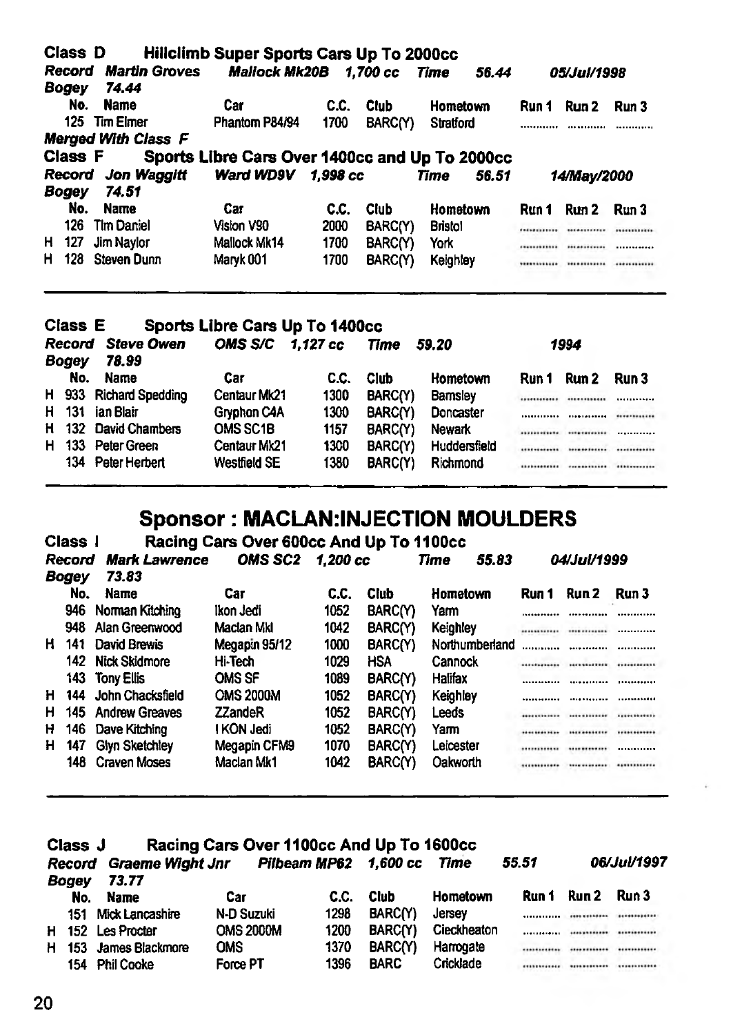### Class D Hillclimb Super Sports Cars Up To 2000cc

***Record Martin Groves*** ***Mallock Mk20B 1,700 cc Time 56.44*** ***05/Jul/1998***
***Bogey 74.44***

| | No. | Name | Car | C.C. | Club | Hometown | Run 1 | Run 2 | Run 3 |
|---|---|---|---|---|---|---|---|---|---|
| | 125 | Tim Elmer | Phantom P84/94 | 1700 | BARC(Y) | Stratford | ............ | ............ | ............ |

***Merged With Class F***

### Class F Sports Libre Cars Over 1400cc and Up To 2000cc

***Record Jon Waggitt*** ***Ward WD9V 1,998 cc Time 56.51*** ***14/May/2000***
***Bogey 74.51***

| | No. | Name | Car | C.C. | Club | Hometown | Run 1 | Run 2 | Run 3 |
|---|---|---|---|---|---|---|---|---|---|
| | 126 | Tim Daniel | Vision V90 | 2000 | BARC(Y) | Bristol | ............ | ............ | ............ |
| H | 127 | Jim Naylor | Mallock Mk14 | 1700 | BARC(Y) | York | ............ | ............ | ............ |
| H | 128 | Steven Dunn | Maryk 001 | 1700 | BARC(Y) | Keighley | ............ | ............ | ............ |

### Class E Sports Libre Cars Up To 1400cc

***Record Steve Owen*** ***OMS S/C 1,127 cc Time 59.20*** ***1994***
***Bogey 78.99***

| | No. | Name | Car | C.C. | Club | Hometown | Run 1 | Run 2 | Run 3 |
|---|---|---|---|---|---|---|---|---|---|
| H | 933 | Richard Spedding | Centaur Mk21 | 1300 | BARC(Y) | Barnsley | ............ | ............ | ............ |
| H | 131 | Ian Blair | Gryphon C4A | 1300 | BARC(Y) | Doncaster | ............ | ............ | ............ |
| H | 132 | David Chambers | OMS SC1B | 1157 | BARC(Y) | Newark | ............ | ............ | ............ |
| H | 133 | Peter Green | Centaur Mk21 | 1300 | BARC(Y) | Huddersfield | ............ | ............ | ............ |
| | 134 | Peter Herbert | Westfield SE | 1380 | BARC(Y) | Richmond | ............ | ............ | ............ |

## Sponsor : MACLAN:INJECTION MOULDERS

### Class I Racing Cars Over 600cc And Up To 1100cc

***Record Mark Lawrence*** ***OMS SC2 1,200 cc Time 55.83*** ***04/Jul/1999***
***Bogey 73.83***

| | No. | Name | Car | C.C. | Club | Hometown | Run 1 | Run 2 | Run 3 |
|---|---|---|---|---|---|---|---|---|---|
| | 946 | Norman Kitching | Ikon Jedi | 1052 | BARC(Y) | Yarm | ............ | ............ | ............ |
| | 948 | Alan Greenwood | Maclan MkI | 1042 | BARC(Y) | Keighley | ............ | ............ | ............ |
| H | 141 | David Brewis | Megapin 95/12 | 1000 | BARC(Y) | Northumberland | ............ | ............ | ............ |
| | 142 | Nick Skidmore | Hi-Tech | 1029 | HSA | Cannock | ............ | ............ | ............ |
| | 143 | Tony Ellis | OMS SF | 1089 | BARC(Y) | Halifax | ............ | ............ | ............ |
| H | 144 | John Chacksfield | OMS 2000M | 1052 | BARC(Y) | Keighley | ............ | ............ | ............ |
| H | 145 | Andrew Greaves | ZZandeR | 1052 | BARC(Y) | Leeds | ............ | ............ | ............ |
| H | 146 | Dave Kitching | I KON Jedi | 1052 | BARC(Y) | Yarm | ............ | ............ | ............ |
| H | 147 | Glyn Sketchley | Megapin CFM9 | 1070 | BARC(Y) | Leicester | ............ | ............ | ............ |
| | 148 | Craven Moses | Maclan Mk1 | 1042 | BARC(Y) | Oakworth | ............ | ............ | ............ |

### Class J Racing Cars Over 1100cc And Up To 1600cc

***Record Graeme Wight Jnr*** ***Pilbeam MP62 1,600 cc Time 55.51*** ***06/Jul/1997***
***Bogey 73.77***

| | No. | Name | Car | C.C. | Club | Hometown | Run 1 | Run 2 | Run 3 |
|---|---|---|---|---|---|---|---|---|---|
| | 151 | Mick Lancashire | N-D Suzuki | 1298 | BARC(Y) | Jersey | ............ | ............ | ............ |
| H | 152 | Les Procter | OMS 2000M | 1200 | BARC(Y) | Cleckheaton | ............ | ............ | ............ |
| H | 153 | James Blackmore | OMS | 1370 | BARC(Y) | Harrogate | ............ | ............ | ............ |
| | 154 | Phil Cooke | Force PT | 1396 | BARC | Cricklade | ............ | ............ | ............ |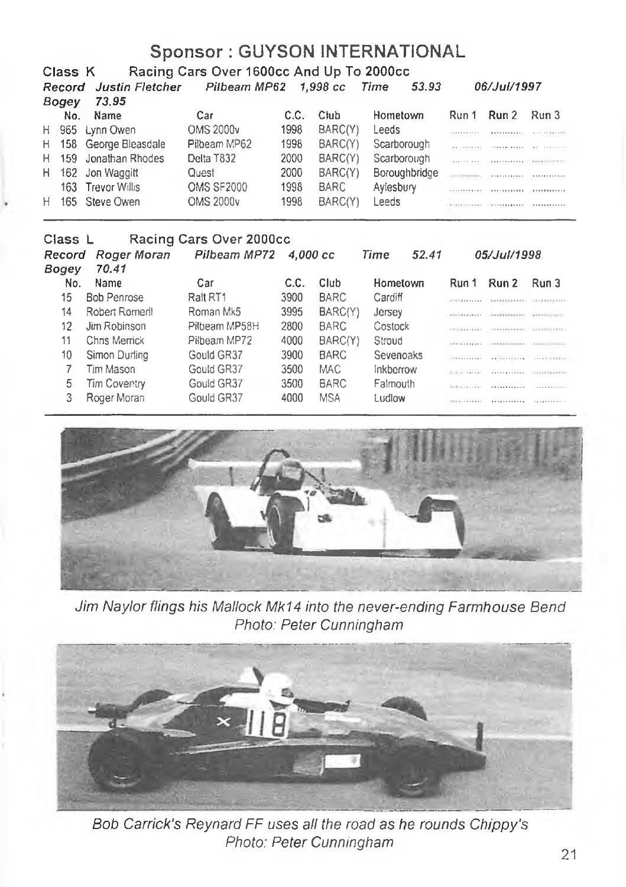# Sponsor : GUYSON INTERNATIONAL

## Class K Racing Cars Over 1600cc And Up To 2000cc

***Record*** *Justin Fletcher* *Pilbeam MP62* *1,998 cc* *Time* *53.93* *06/Jul/1997*

***Bogey*** *73.95*

| | No. | Name | Car | C.C. | Club | Hometown | Run 1 | Run 2 | Run 3 |
|---|---|---|---|---|---|---|---|---|---|
| H | 965 | Lynn Owen | OMS 2000v | 1998 | BARC(Y) | Leeds | | | |
| H | 158 | George Bleasdale | Pilbeam MP62 | 1998 | BARC(Y) | Scarborough | | | |
| H | 159 | Jonathan Rhodes | Delta T832 | 2000 | BARC(Y) | Scarborough | | | |
| H | 162 | Jon Waggitt | Quest | 2000 | BARC(Y) | Boroughbridge | | | |
| | 163 | Trevor Willis | OMS SF2000 | 1998 | BARC | Aylesbury | | | |
| H | 165 | Steve Owen | OMS 2000v | 1998 | BARC(Y) | Leeds | | | |

## Class L Racing Cars Over 2000cc

***Record*** *Roger Moran* *Pilbeam MP72* *4,000 cc* *Time* *52.41* *05/Jul/1998*

***Bogey*** *70.41*

| No. | Name | Car | C.C. | Club | Hometown | Run 1 | Run 2 | Run 3 |
|---|---|---|---|---|---|---|---|---|
| 15 | Bob Penrose | Ralt RT1 | 3900 | BARC | Cardiff | | | |
| 14 | Robert Romeril | Roman Mk5 | 3995 | BARC(Y) | Jersey | | | |
| 12 | Jim Robinson | Pilbeam MP58H | 2800 | BARC | Costock | | | |
| 11 | Chris Merrick | Pilbeam MP72 | 4000 | BARC(Y) | Stroud | | | |
| 10 | Simon Durling | Gould GR37 | 3900 | BARC | Sevenoaks | | | |
| 7 | Tim Mason | Gould GR37 | 3500 | MAC | Inkberrow | | | |
| 5 | Tim Coventry | Gould GR37 | 3500 | BARC | Falmouth | | | |
| 3 | Roger Moran | Gould GR37 | 4000 | MSA | Ludlow | | | |

*Jim Naylor flings his Mallock Mk14 into the never-ending Farmhouse Bend*
*Photo: Peter Cunningham*

*Bob Carrick's Reynard FF uses all the road as he rounds Chippy's*
*Photo: Peter Cunningham*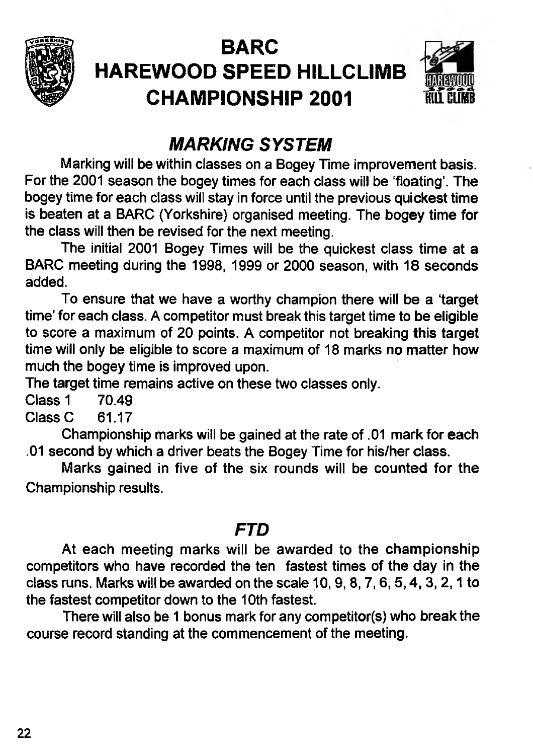# BARC
# HAREWOOD SPEED HILLCLIMB CHAMPIONSHIP 2001

## *MARKING SYSTEM*

Marking will be within classes on a Bogey Time improvement basis. For the 2001 season the bogey times for each class will be 'floating'. The bogey time for each class will stay in force until the previous quickest time is beaten at a BARC (Yorkshire) organised meeting. The bogey time for the class will then be revised for the next meeting.

The initial 2001 Bogey Times will be the quickest class time at a BARC meeting during the 1998, 1999 or 2000 season, with 18 seconds added.

To ensure that we have a worthy champion there will be a 'target time' for each class. A competitor must break this target time to be eligible to score a maximum of 20 points. A competitor not breaking this target time will only be eligible to score a maximum of 18 marks no matter how much the bogey time is improved upon.

The target time remains active on these two classes only.

Class 1    70.49
Class C    61.17

Championship marks will be gained at the rate of .01 mark for each .01 second by which a driver beats the Bogey Time for his/her class.

Marks gained in five of the six rounds will be counted for the Championship results.

## *FTD*

At each meeting marks will be awarded to the championship competitors who have recorded the ten fastest times of the day in the class runs. Marks will be awarded on the scale 10, 9, 8, 7, 6, 5, 4, 3, 2, 1 to the fastest competitor down to the 10th fastest.

There will also be 1 bonus mark for any competitor(s) who break the course record standing at the commencement of the meeting.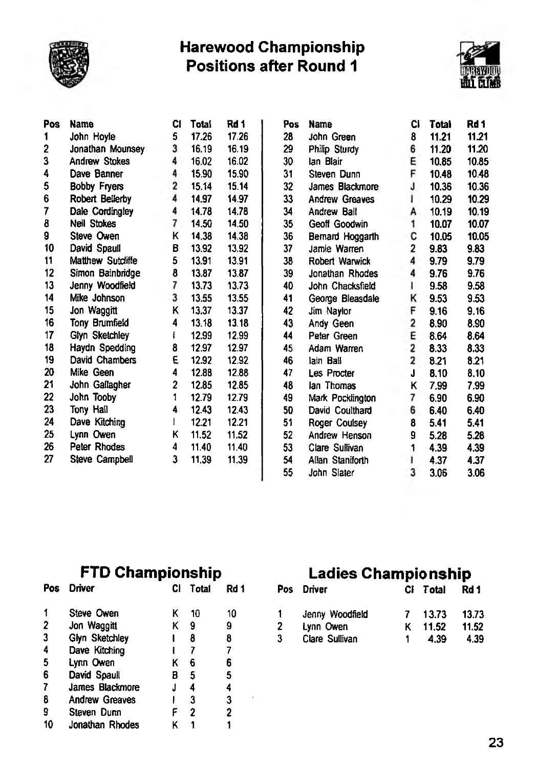# Harewood Championship
## Positions after Round 1

| Pos | Name | Cl | Total | Rd 1 |
|---|---|---|---|---|
| 1 | John Hoyle | 5 | 17.26 | 17.26 |
| 2 | Jonathan Mounsey | 3 | 16.19 | 16.19 |
| 3 | Andrew Stokes | 4 | 16.02 | 16.02 |
| 4 | Dave Banner | 4 | 15.90 | 15.90 |
| 5 | Bobby Fryers | 2 | 15.14 | 15.14 |
| 6 | Robert Bellerby | 4 | 14.97 | 14.97 |
| 7 | Dale Cordingley | 4 | 14.78 | 14.78 |
| 8 | Neil Stokes | 7 | 14.50 | 14.50 |
| 9 | Steve Owen | K | 14.38 | 14.38 |
| 10 | David Spaull | B | 13.92 | 13.92 |
| 11 | Matthew Sutcliffe | 5 | 13.91 | 13.91 |
| 12 | Simon Bainbridge | 8 | 13.87 | 13.87 |
| 13 | Jenny Woodfield | 7 | 13.73 | 13.73 |
| 14 | Mike Johnson | 3 | 13.55 | 13.55 |
| 15 | Jon Waggitt | K | 13.37 | 13.37 |
| 16 | Tony Brumfield | 4 | 13.18 | 13.18 |
| 17 | Glyn Sketchley | I | 12.99 | 12.99 |
| 18 | Haydn Spedding | 8 | 12.97 | 12.97 |
| 19 | David Chambers | E | 12.92 | 12.92 |
| 20 | Mike Geen | 4 | 12.88 | 12.88 |
| 21 | John Gallagher | 2 | 12.85 | 12.85 |
| 22 | John Tooby | 1 | 12.79 | 12.79 |
| 23 | Tony Hall | 4 | 12.43 | 12.43 |
| 24 | Dave Kitching | I | 12.21 | 12.21 |
| 25 | Lynn Owen | K | 11.52 | 11.52 |
| 26 | Peter Rhodes | 4 | 11.40 | 11.40 |
| 27 | Steve Campbell | 3 | 11.39 | 11.39 |
| 28 | John Green | 8 | 11.21 | 11.21 |
| 29 | Philip Sturdy | 6 | 11.20 | 11.20 |
| 30 | Ian Blair | E | 10.85 | 10.85 |
| 31 | Steven Dunn | F | 10.48 | 10.48 |
| 32 | James Blackmore | J | 10.36 | 10.36 |
| 33 | Andrew Greaves | I | 10.29 | 10.29 |
| 34 | Andrew Ball | A | 10.19 | 10.19 |
| 35 | Geoff Goodwin | 1 | 10.07 | 10.07 |
| 36 | Bernard Hoggarth | C | 10.05 | 10.05 |
| 37 | Jamie Warren | 2 | 9.83 | 9.83 |
| 38 | Robert Warwick | 4 | 9.79 | 9.79 |
| 39 | Jonathan Rhodes | 4 | 9.76 | 9.76 |
| 40 | John Chacksfield | I | 9.58 | 9.58 |
| 41 | George Bleasdale | K | 9.53 | 9.53 |
| 42 | Jim Naylor | F | 9.16 | 9.16 |
| 43 | Andy Geen | 2 | 8.90 | 8.90 |
| 44 | Peter Green | E | 8.64 | 8.64 |
| 45 | Adam Warren | 2 | 8.33 | 8.33 |
| 46 | Iain Ball | 2 | 8.21 | 8.21 |
| 47 | Les Procter | J | 8.10 | 8.10 |
| 48 | Ian Thomas | K | 7.99 | 7.99 |
| 49 | Mark Pocklington | 7 | 6.90 | 6.90 |
| 50 | David Coulthard | 6 | 6.40 | 6.40 |
| 51 | Roger Coulsey | 8 | 5.41 | 5.41 |
| 52 | Andrew Henson | 9 | 5.28 | 5.28 |
| 53 | Clare Sullivan | 1 | 4.39 | 4.39 |
| 54 | Allan Staniforth | I | 4.37 | 4.37 |
| 55 | John Slater | 3 | 3.06 | 3.06 |

## FTD Championship

| Pos | Driver | Cl | Total | Rd 1 |
|---|---|---|---|---|
| 1 | Steve Owen | K | 10 | 10 |
| 2 | Jon Waggitt | K | 9 | 9 |
| 3 | Glyn Sketchley | I | 8 | 8 |
| 4 | Dave Kitching | I | 7 | 7 |
| 5 | Lynn Owen | K | 6 | 6 |
| 6 | David Spaull | B | 5 | 5 |
| 7 | James Blackmore | J | 4 | 4 |
| 8 | Andrew Greaves | I | 3 | 3 |
| 9 | Steven Dunn | F | 2 | 2 |
| 10 | Jonathan Rhodes | K | 1 | 1 |

## Ladies Championship

| Pos | Driver | Cl | Total | Rd 1 |
|---|---|---|---|---|
| 1 | Jenny Woodfield | 7 | 13.73 | 13.73 |
| 2 | Lynn Owen | K | 11.52 | 11.52 |
| 3 | Clare Sullivan | 1 | 4.39 | 4.39 |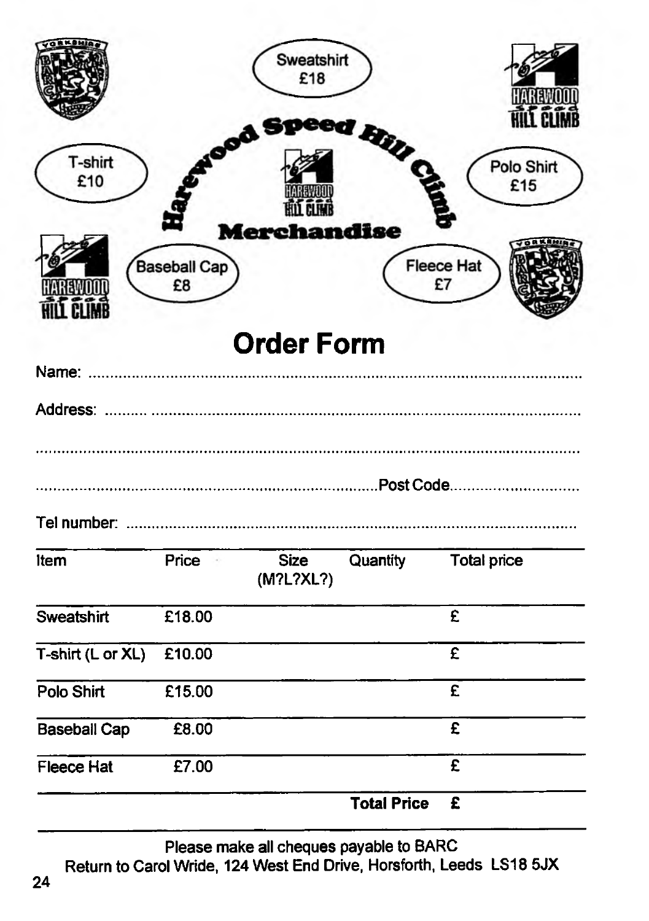Sweatshirt
£18

T-shirt
£10

Polo Shirt
£15

# Harewood Speed Hill Climb Merchandise

Baseball Cap
£8

Fleece Hat
£7

## Order Form

Name: ..........................................................................................................

Address: ..........................................................................................................

..........................................................................................................

..........................................................................................................Post Code..............................

Tel number: ..........................................................................................................

| Item | Price | Size (M?L?XL?) | Quantity | Total price |
|---|---|---|---|---|
| Sweatshirt | £18.00 | | | £ |
| T-shirt (L or XL) | £10.00 | | | £ |
| Polo Shirt | £15.00 | | | £ |
| Baseball Cap | £8.00 | | | £ |
| Fleece Hat | £7.00 | | | £ |
| | | | **Total Price** | **£** |

Please make all cheques payable to BARC

Return to Carol Wride, 124 West End Drive, Horsforth, Leeds LS18 5JX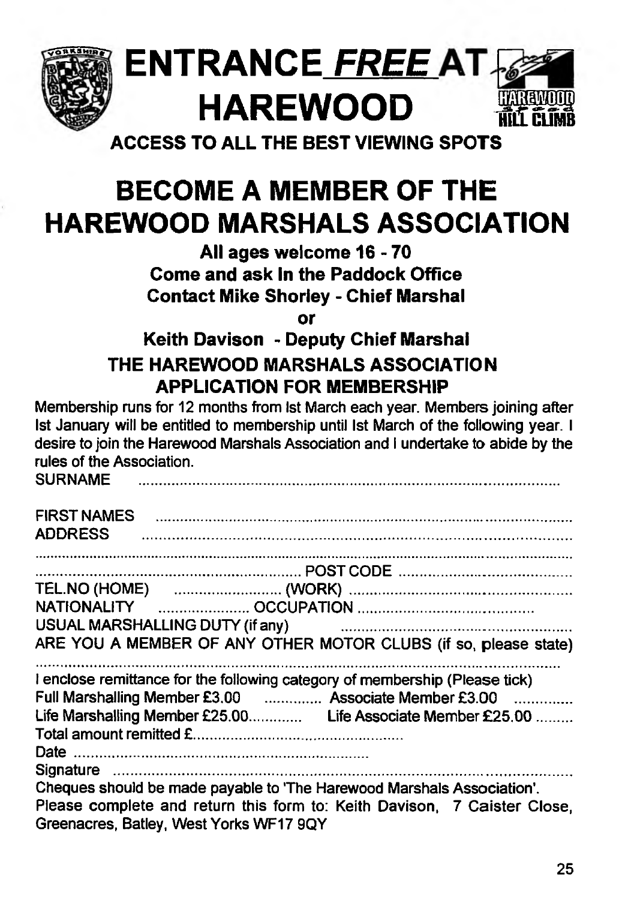# ENTRANCE *FREE* AT HAREWOOD

**ACCESS TO ALL THE BEST VIEWING SPOTS**

# BECOME A MEMBER OF THE HAREWOOD MARSHALS ASSOCIATION

**All ages welcome 16 - 70**

**Come and ask In the Paddock Office**

**Contact Mike Shorley - Chief Marshal**

**or**

**Keith Davison - Deputy Chief Marshal**

## THE HAREWOOD MARSHALS ASSOCIATION APPLICATION FOR MEMBERSHIP

Membership runs for 12 months from Ist March each year. Members joining after Ist January will be entitled to membership until Ist March of the following year. I desire to join the Harewood Marshals Association and I undertake to abide by the rules of the Association.

SURNAME ..........................................................................................

FIRST NAMES ..........................................................................................

ADDRESS ..........................................................................................

..........................................................................................

.................................................... POST CODE ....................................

TEL.NO (HOME) ........................ (WORK) ..........................................

NATIONALITY ...................... OCCUPATION ..........................................

USUAL MARSHALLING DUTY (if any) ..........................................

ARE YOU A MEMBER OF ANY OTHER MOTOR CLUBS (if so, please state)

..........................................................................................

I enclose remittance for the following category of membership (Please tick)

Full Marshalling Member £3.00 .............. Associate Member £3.00 ..............

Life Marshalling Member £25.00............. Life Associate Member £25.00 .........

Total amount remitted £..................................................

Date ..........................................................................

Signature ..........................................................................................

Cheques should be made payable to 'The Harewood Marshals Association'.

Please complete and return this form to: Keith Davison, 7 Caister Close, Greenacres, Batley, West Yorks WF17 9QY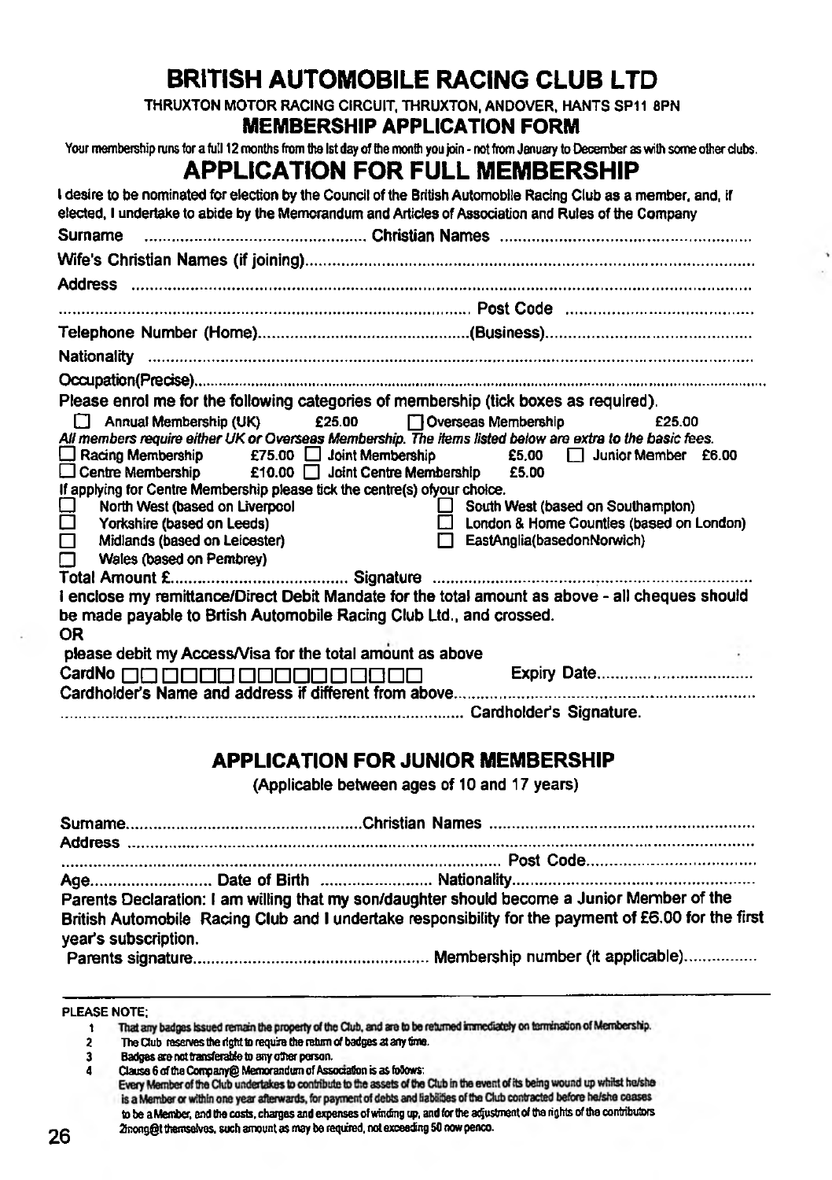# BRITISH AUTOMOBILE RACING CLUB LTD

THRUXTON MOTOR RACING CIRCUIT, THRUXTON, ANDOVER, HANTS SP11 8PN

## MEMBERSHIP APPLICATION FORM

Your membership runs for a full 12 months from the Ist day of the month you join - not from January to December as with some other clubs.

## APPLICATION FOR FULL MEMBERSHIP

I desire to be nominated for election by the Council of the British Automobile Racing Club as a member, and, if elected, I undertake to abide by the Memorandum and Articles of Association and Rules of the Company

Surname .................................................. Christian Names ..................................................

Wife's Christian Names (if joining)..................................................................................................

Address ..................................................................................................................................

.......................................................................................... Post Code ..........................................

Telephone Number (Home)..............................................(Business)..............................................

Nationality ...............................................................................................................................

Occupation(Precise).....................................................................................................................

Please enrol me for the following categories of membership (tick boxes as required).

☐ Annual Membership (UK) £25.00 ☐ Overseas Membership £25.00

*All members require either UK or Overseas Membership. The items listed below are extra to the basic fees.*

☐ Racing Membership £75.00 ☐ Joint Membership £5.00 ☐ Junior Member £6.00
☐ Centre Membership £10.00 ☐ Joint Centre Membership £5.00

If applying for Centre Membership please tick the centre(s) ofyour choice.

☐ North West (based on Liverpool
☐ Yorkshire (based on Leeds)
☐ Midlands (based on Leicester)
☐ Wales (based on Pembrey)
☐ South West (based on Southampton)
☐ London & Home Counties (based on London)
☐ EastAnglia(basedonNorwich)

Total Amount £........................................ Signature ......................................................................

I enclose my remittance/Direct Debit Mandate for the total amount as above - all cheques should be made payable to Brtish Automobile Racing Club Ltd., and crossed.

OR

please debit my Access/Visa for the total amount as above

CardNo ☐☐ ☐☐☐☐ ☐☐☐☐☐☐☐☐☐☐ Expiry Date..................................

Cardholder's Name and address if different from above..................................................................

.......................................................................................... Cardholder's Signature.

## APPLICATION FOR JUNIOR MEMBERSHIP

(Applicable between ages of 10 and 17 years)

Surname....................................................Christian Names ..........................................................

Address ..................................................................................................................................

.......................................................................................... Post Code....................................

Age.......................... Date of Birth ......................... Nationality......................................................

Parents Declaration: I am willing that my son/daughter should become a Junior Member of the British Automobile Racing Club and I undertake responsibility for the payment of £6.00 for the first year's subscription.

Parents signature.................................................... Membership number (it applicable)................

---

PLEASE NOTE;

1. That any badges issued remain the property of the Club, and are to be returned immediately on termination of Membership.
2. The Club reserves the right to require the return of badges at any time.
3. Badges are not transferable to any other person.
4. Clause 6 of the Company@ Memorandum of Association is as follows:
   Every Member of the Club undertakes to contribute to the assets of the Club in the event of its being wound up whilst he/she is a Member or within one year afterwards, for payment of debts and liabilities of the Club contracted before he/she ceases to be a Member, and the costs, charges and expenses of winding up, and for the adjustment of the rights of the contributors 2inong@t themselves, such amount as may be required, not exceeding 50 new pence.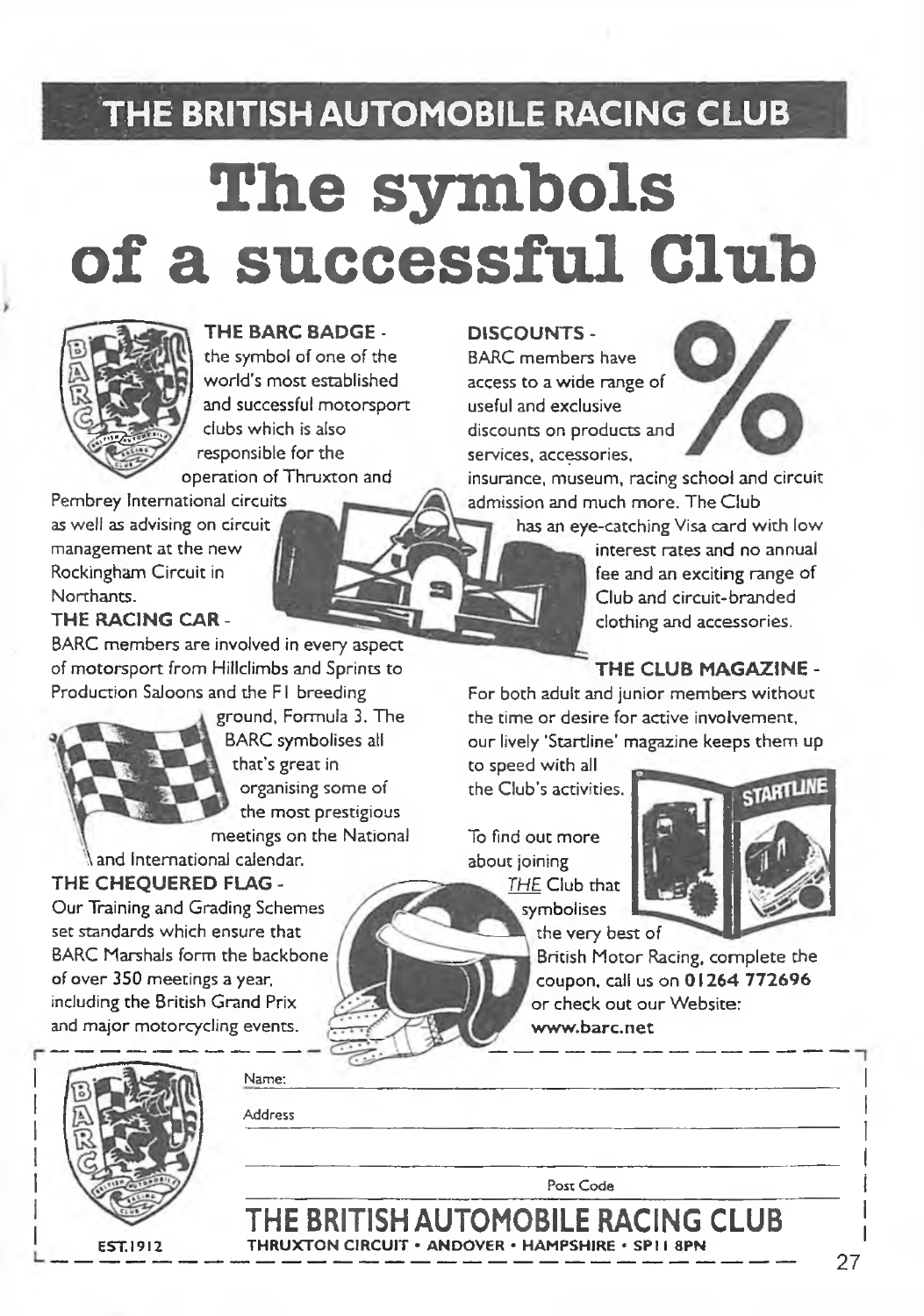# THE BRITISH AUTOMOBILE RACING CLUB

# The symbols of a successful Club

**THE BARC BADGE** - the symbol of one of the world's most established and successful motorsport clubs which is also responsible for the operation of Thruxton and Pembrey International circuits as well as advising on circuit management at the new Rockingham Circuit in Northants.

**THE RACING CAR** - BARC members are involved in every aspect of motorsport from Hillclimbs and Sprints to Production Saloons and the F1 breeding ground, Formula 3. The BARC symbolises all that's great in organising some of the most prestigious meetings on the National and International calendar.

**THE CHEQUERED FLAG** - Our Training and Grading Schemes set standards which ensure that BARC Marshals form the backbone of over 350 meetings a year, including the British Grand Prix and major motorcycling events.

**DISCOUNTS** - BARC members have access to a wide range of useful and exclusive discounts on products and services, accessories, insurance, museum, racing school and circuit admission and much more. The Club has an eye-catching Visa card with low interest rates and no annual fee and an exciting range of Club and circuit-branded clothing and accessories.

**THE CLUB MAGAZINE** - For both adult and junior members without the time or desire for active involvement, our lively 'Startline' magazine keeps them up to speed with all the Club's activities.

To find out more about joining *THE* Club that symbolises the very best of British Motor Racing, complete the coupon, call us on **01264 772696** or check out our Website: **www.barc.net**

---

Name:

Address

Post Code

**THE BRITISH AUTOMOBILE RACING CLUB**

**THRUXTON CIRCUIT • ANDOVER • HAMPSHIRE • SP11 8PN**

EST.1912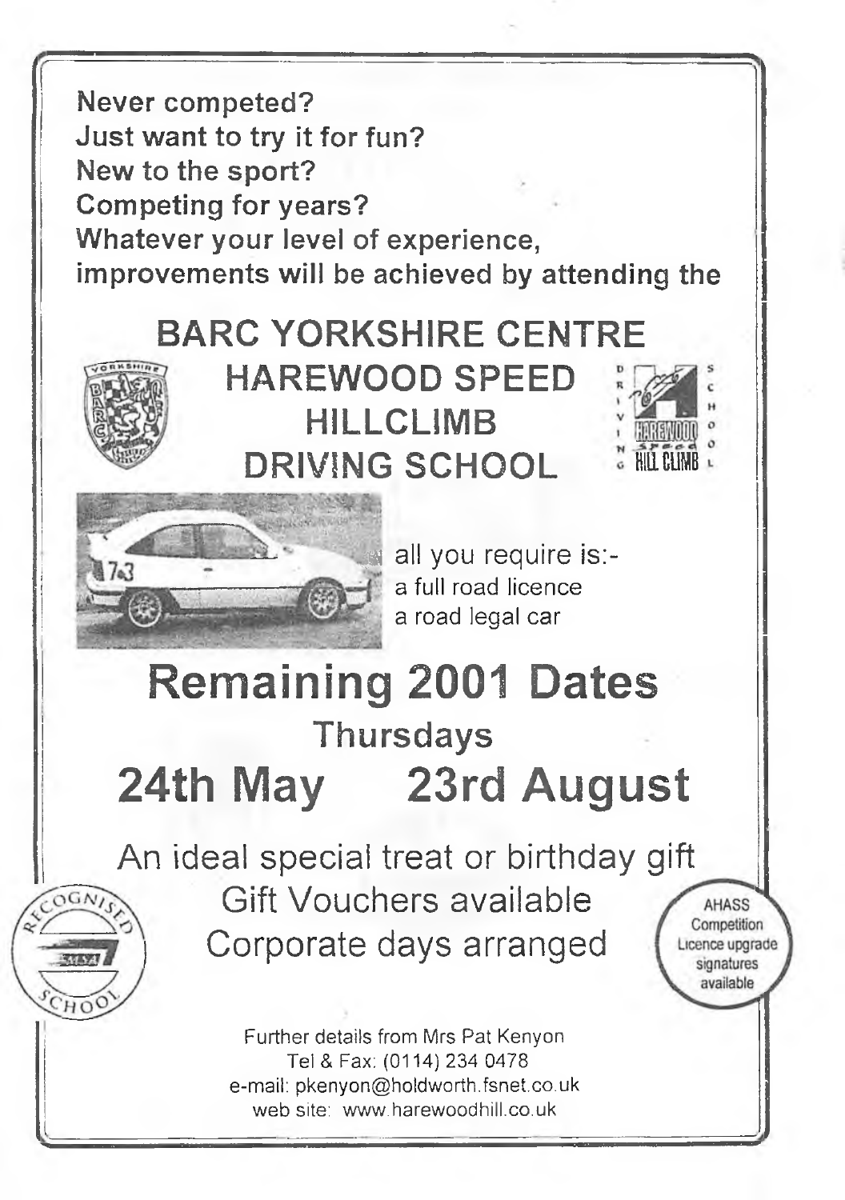Never competed?
Just want to try it for fun?
New to the sport?
Competing for years?
Whatever your level of experience,
improvements will be achieved by attending the

# BARC YORKSHIRE CENTRE HAREWOOD SPEED HILLCLIMB DRIVING SCHOOL

all you require is:-
a full road licence
a road legal car

# Remaining 2001 Dates

## Thursdays

# 24th May 23rd August

An ideal special treat or birthday gift
Gift Vouchers available
Corporate days arranged

AHASS Competition Licence upgrade signatures available

Further details from Mrs Pat Kenyon
Tel & Fax: (0114) 234 0478
e-mail: pkenyon@holdworth.fsnet.co.uk
web site: www.harewoodhill.co.uk